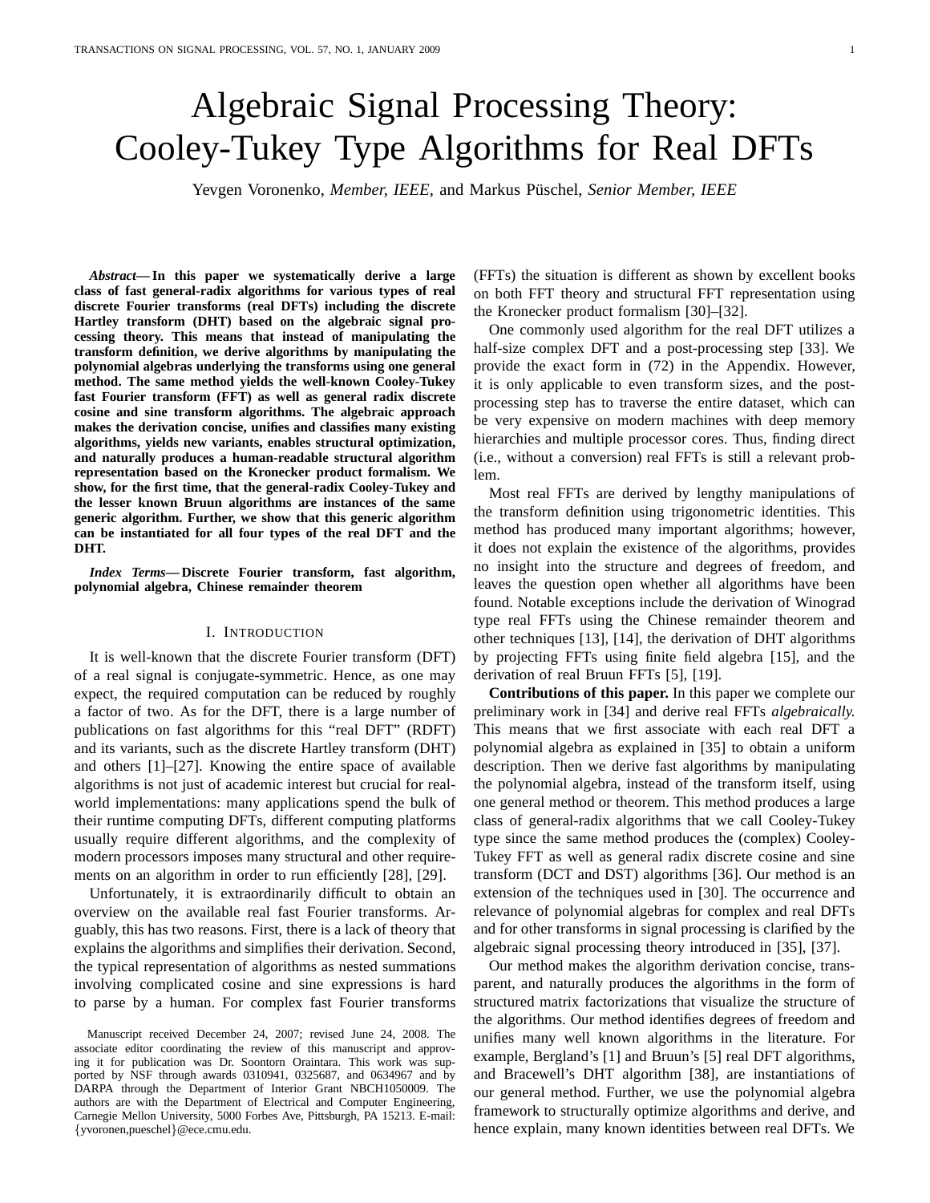# Algebraic Signal Processing Theory: Cooley-Tukey Type Algorithms for Real DFTs

Yevgen Voronenko, *Member, IEEE,* and Markus Püschel, *Senior Member, IEEE*

***Abstract*— In this paper we systematically derive a large class of fast general-radix algorithms for various types of real discrete Fourier transforms (real DFTs) including the discrete Hartley transform (DHT) based on the algebraic signal processing theory. This means that instead of manipulating the transform definition, we derive algorithms by manipulating the polynomial algebras underlying the transforms using one general method. The same method yields the well-known Cooley-Tukey fast Fourier transform (FFT) as well as general radix discrete cosine and sine transform algorithms. The algebraic approach makes the derivation concise, unifies and classifies many existing algorithms, yields new variants, enables structural optimization, and naturally produces a human-readable structural algorithm representation based on the Kronecker product formalism. We show, for the first time, that the general-radix Cooley-Tukey and the lesser known Bruun algorithms are instances of the same generic algorithm. Further, we show that this generic algorithm can be instantiated for all four types of the real DFT and the DHT.**

***Index Terms*— Discrete Fourier transform, fast algorithm, polynomial algebra, Chinese remainder theorem**

## I. Introduction

It is well-known that the discrete Fourier transform (DFT) of a real signal is conjugate-symmetric. Hence, as one may expect, the required computation can be reduced by roughly a factor of two. As for the DFT, there is a large number of publications on fast algorithms for this "real DFT" (RDFT) and its variants, such as the discrete Hartley transform (DHT) and others [1]–[27]. Knowing the entire space of available algorithms is not just of academic interest but crucial for real-world implementations: many applications spend the bulk of their runtime computing DFTs, different computing platforms usually require different algorithms, and the complexity of modern processors imposes many structural and other requirements on an algorithm in order to run efficiently [28], [29].

Unfortunately, it is extraordinarily difficult to obtain an overview on the available real fast Fourier transforms. Arguably, this has two reasons. First, there is a lack of theory that explains the algorithms and simplifies their derivation. Second, the typical representation of algorithms as nested summations involving complicated cosine and sine expressions is hard to parse by a human. For complex fast Fourier transforms (FFTs) the situation is different as shown by excellent books on both FFT theory and structural FFT representation using the Kronecker product formalism [30]–[32].

One commonly used algorithm for the real DFT utilizes a half-size complex DFT and a post-processing step [33]. We provide the exact form in (72) in the Appendix. However, it is only applicable to even transform sizes, and the post-processing step has to traverse the entire dataset, which can be very expensive on modern machines with deep memory hierarchies and multiple processor cores. Thus, finding direct (i.e., without a conversion) real FFTs is still a relevant problem.

Most real FFTs are derived by lengthy manipulations of the transform definition using trigonometric identities. This method has produced many important algorithms; however, it does not explain the existence of the algorithms, provides no insight into the structure and degrees of freedom, and leaves the question open whether all algorithms have been found. Notable exceptions include the derivation of Winograd type real FFTs using the Chinese remainder theorem and other techniques [13], [14], the derivation of DHT algorithms by projecting FFTs using finite field algebra [15], and the derivation of real Bruun FFTs [5], [19].

**Contributions of this paper.** In this paper we complete our preliminary work in [34] and derive real FFTs *algebraically.* This means that we first associate with each real DFT a polynomial algebra as explained in [35] to obtain a uniform description. Then we derive fast algorithms by manipulating the polynomial algebra, instead of the transform itself, using one general method or theorem. This method produces a large class of general-radix algorithms that we call Cooley-Tukey type since the same method produces the (complex) Cooley-Tukey FFT as well as general radix discrete cosine and sine transform (DCT and DST) algorithms [36]. Our method is an extension of the techniques used in [30]. The occurrence and relevance of polynomial algebras for complex and real DFTs and for other transforms in signal processing is clarified by the algebraic signal processing theory introduced in [35], [37].

Our method makes the algorithm derivation concise, transparent, and naturally produces the algorithms in the form of structured matrix factorizations that visualize the structure of the algorithms. Our method identifies degrees of freedom and unifies many well known algorithms in the literature. For example, Bergland's [1] and Bruun's [5] real DFT algorithms, and Bracewell's DHT algorithm [38], are instantiations of our general method. Further, we use the polynomial algebra framework to structurally optimize algorithms and derive, and hence explain, many known identities between real DFTs. We

Manuscript received December 24, 2007; revised June 24, 2008. The associate editor coordinating the review of this manuscript and approving it for publication was Dr. Soontorn Oraintara. This work was supported by NSF through awards 0310941, 0325687, and 0634967 and by DARPA through the Department of Interior Grant NBCH1050009. The authors are with the Department of Electrical and Computer Engineering, Carnegie Mellon University, 5000 Forbes Ave, Pittsburgh, PA 15213. E-mail: {yvoronen,pueschel}@ece.cmu.edu.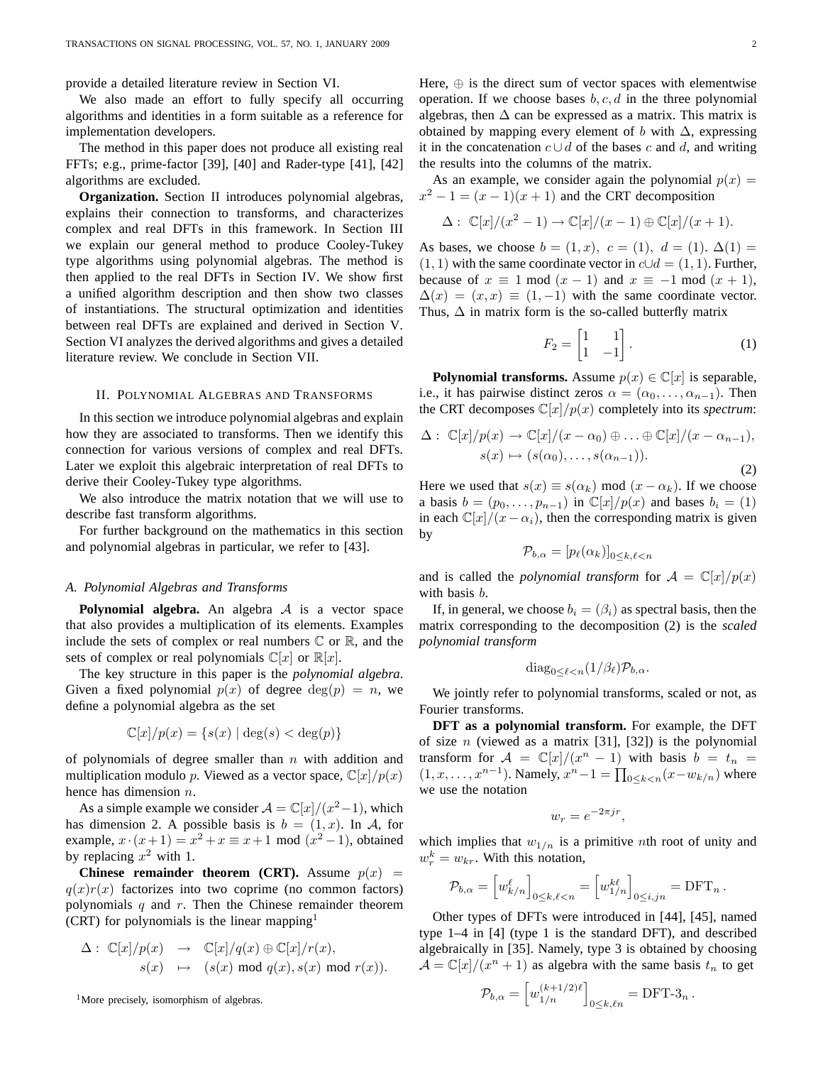provide a detailed literature review in Section VI.

We also made an effort to fully specify all occurring algorithms and identities in a form suitable as a reference for implementation developers.

The method in this paper does not produce all existing real FFTs; e.g., prime-factor [39], [40] and Rader-type [41], [42] algorithms are excluded.

**Organization.** Section II introduces polynomial algebras, explains their connection to transforms, and characterizes complex and real DFTs in this framework. In Section III we explain our general method to produce Cooley-Tukey type algorithms using polynomial algebras. The method is then applied to the real DFTs in Section IV. We show first a unified algorithm description and then show two classes of instantiations. The structural optimization and identities between real DFTs are explained and derived in Section V. Section VI analyzes the derived algorithms and gives a detailed literature review. We conclude in Section VII.

## II. Polynomial Algebras and Transforms

In this section we introduce polynomial algebras and explain how they are associated to transforms. Then we identify this connection for various versions of complex and real DFTs. Later we exploit this algebraic interpretation of real DFTs to derive their Cooley-Tukey type algorithms.

We also introduce the matrix notation that we will use to describe fast transform algorithms.

For further background on the mathematics in this section and polynomial algebras in particular, we refer to [43].

### A. Polynomial Algebras and Transforms

**Polynomial algebra.** An algebra $\mathcal{A}$ is a vector space that also provides a multiplication of its elements. Examples include the sets of complex or real numbers $\mathbb{C}$ or $\mathbb{R}$, and the sets of complex or real polynomials $\mathbb{C}[x]$ or $\mathbb{R}[x]$.

The key structure in this paper is the *polynomial algebra*. Given a fixed polynomial $p(x)$ of degree $\deg(p) = n$, we define a polynomial algebra as the set

$$\mathbb{C}[x]/p(x) = \{s(x) \mid \deg(s) < \deg(p)\}$$

of polynomials of degree smaller than $n$ with addition and multiplication modulo $p$. Viewed as a vector space, $\mathbb{C}[x]/p(x)$ hence has dimension $n$.

As a simple example we consider $\mathcal{A} = \mathbb{C}[x]/(x^2-1)$, which has dimension 2. A possible basis is $b = (1, x)$. In $\mathcal{A}$, for example, $x \cdot (x+1) = x^2 + x \equiv x + 1 \bmod (x^2 - 1)$, obtained by replacing $x^2$ with 1.

**Chinese remainder theorem (CRT).** Assume $p(x) = q(x)r(x)$ factorizes into two coprime (no common factors) polynomials $q$ and $r$. Then the Chinese remainder theorem (CRT) for polynomials is the linear mapping[1]

$$\begin{aligned} \Delta : \ \mathbb{C}[x]/p(x) &\rightarrow \mathbb{C}[x]/q(x) \oplus \mathbb{C}[x]/r(x), \\ s(x) &\mapsto (s(x) \bmod q(x), s(x) \bmod r(x)). \end{aligned}$$

[1]More precisely, isomorphism of algebras.

Here, $\oplus$ is the direct sum of vector spaces with elementwise operation. If we choose bases $b, c, d$ in the three polynomial algebras, then $\Delta$ can be expressed as a matrix. This matrix is obtained by mapping every element of $b$ with $\Delta$, expressing it in the concatenation $c \cup d$ of the bases $c$ and $d$, and writing the results into the columns of the matrix.

As an example, we consider again the polynomial $p(x) = x^2 - 1 = (x-1)(x+1)$ and the CRT decomposition

$$\Delta : \ \mathbb{C}[x]/(x^2-1) \rightarrow \mathbb{C}[x]/(x-1) \oplus \mathbb{C}[x]/(x+1).$$

As bases, we choose $b = (1, x), \ c = (1), \ d = (1)$. $\Delta(1) = (1, 1)$ with the same coordinate vector in $c \cup d = (1, 1)$. Further, because of $x \equiv 1 \bmod (x-1)$ and $x \equiv -1 \bmod (x+1)$, $\Delta(x) = (x, x) \equiv (1, -1)$ with the same coordinate vector. Thus, $\Delta$ in matrix form is the so-called butterfly matrix

$$F_2 = \begin{bmatrix} 1 & 1 \\ 1 & -1 \end{bmatrix}. \tag{1}$$

**Polynomial transforms.** Assume $p(x) \in \mathbb{C}[x]$ is separable, i.e., it has pairwise distinct zeros $\alpha = (\alpha_0, \ldots, \alpha_{n-1})$. Then the CRT decomposes $\mathbb{C}[x]/p(x)$ completely into its *spectrum*:

$$\begin{aligned} \Delta : \ \mathbb{C}[x]/p(x) &\rightarrow \mathbb{C}[x]/(x-\alpha_0) \oplus \ldots \oplus \mathbb{C}[x]/(x-\alpha_{n-1}), \\ s(x) &\mapsto (s(\alpha_0), \ldots, s(\alpha_{n-1})). \end{aligned} \tag{2}$$

Here we used that $s(x) \equiv s(\alpha_k) \bmod (x - \alpha_k)$. If we choose a basis $b = (p_0, \ldots, p_{n-1})$ in $\mathbb{C}[x]/p(x)$ and bases $b_i = (1)$ in each $\mathbb{C}[x]/(x-\alpha_i)$, then the corresponding matrix is given by

$$\mathcal{P}_{b,\alpha} = [p_\ell(\alpha_k)]_{0 \leq k,\ell < n}$$

and is called the *polynomial transform* for $\mathcal{A} = \mathbb{C}[x]/p(x)$ with basis $b$.

If, in general, we choose $b_i = (\beta_i)$ as spectral basis, then the matrix corresponding to the decomposition (2) is the *scaled polynomial transform*

$$\mathrm{diag}_{0 \leq \ell < n}(1/\beta_\ell)\mathcal{P}_{b,\alpha}.$$

We jointly refer to polynomial transforms, scaled or not, as Fourier transforms.

**DFT as a polynomial transform.** For example, the DFT of size $n$ (viewed as a matrix [31], [32]) is the polynomial transform for $\mathcal{A} = \mathbb{C}[x]/(x^n - 1)$ with basis $b = t_n = (1, x, \ldots, x^{n-1})$. Namely, $x^n - 1 = \prod_{0 \leq k < n}(x - w_{k/n})$ where we use the notation

$$w_r = e^{-2\pi j r},$$

which implies that $w_{1/n}$ is a primitive $n$th root of unity and $w_r^k = w_{kr}$. With this notation,

$$\mathcal{P}_{b,\alpha} = \left[w_{k/n}^\ell\right]_{0 \leq k,\ell < n} = \left[w_{1/n}^{k\ell}\right]_{0 \leq i,jn} = \mathrm{DFT}_n \,.$$

Other types of DFTs were introduced in [44], [45], named type 1–4 in [4] (type 1 is the standard DFT), and described algebraically in [35]. Namely, type 3 is obtained by choosing $\mathcal{A} = \mathbb{C}[x]/(x^n + 1)$ as algebra with the same basis $t_n$ to get

$$\mathcal{P}_{b,\alpha} = \left[w_{1/n}^{(k+1/2)\ell}\right]_{0 \leq k,\ell n} = \mathrm{DFT\text{-}3}_n \,.$$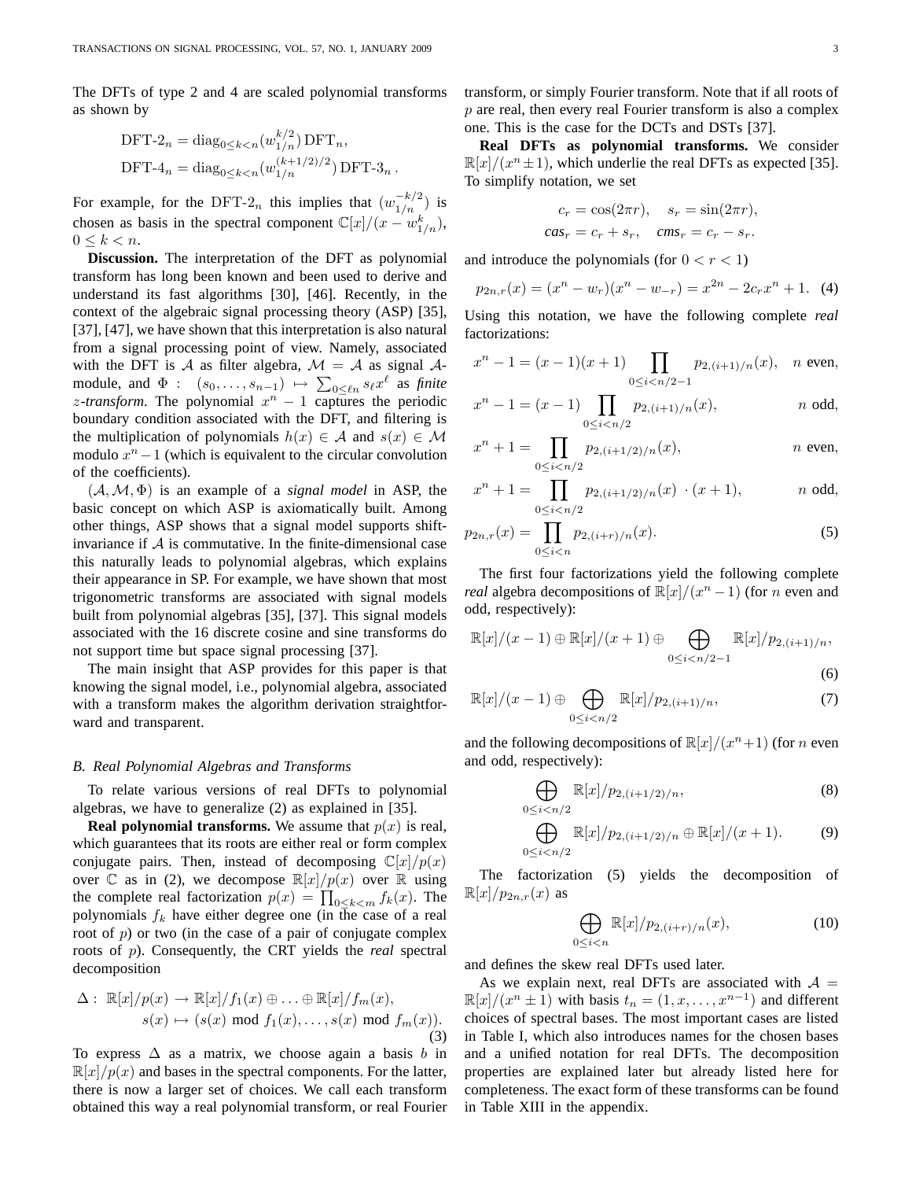The DFTs of type 2 and 4 are scaled polynomial transforms as shown by

$$\text{DFT-2}_n = \text{diag}_{0\le k<n}(w_{1/n}^{k/2})\,\text{DFT}_n,$$
$$\text{DFT-4}_n = \text{diag}_{0\le k<n}(w_{1/n}^{(k+1/2)/2})\,\text{DFT-3}_n\,.$$

For example, for the $\text{DFT-2}_n$ this implies that $(w_{1/n}^{-k/2})$ is chosen as basis in the spectral component $\mathbb{C}[x]/(x - w_{1/n}^k)$, $0 \le k < n$.

**Discussion.** The interpretation of the DFT as polynomial transform has long been known and been used to derive and understand its fast algorithms [30], [46]. Recently, in the context of the algebraic signal processing theory (ASP) [35], [37], [47], we have shown that this interpretation is also natural from a signal processing point of view. Namely, associated with the DFT is $\mathcal{A}$ as filter algebra, $\mathcal{M} = \mathcal{A}$ as signal $\mathcal{A}$-module, and $\Phi: \ (s_0,\dots,s_{n-1}) \mapsto \sum_{0\le \ell n} s_\ell x^\ell$ as *finite z-transform*. The polynomial $x^n - 1$ captures the periodic boundary condition associated with the DFT, and filtering is the multiplication of polynomials $h(x) \in \mathcal{A}$ and $s(x) \in \mathcal{M}$ modulo $x^n - 1$ (which is equivalent to the circular convolution of the coefficients).

$(\mathcal{A}, \mathcal{M}, \Phi)$ is an example of a *signal model* in ASP, the basic concept on which ASP is axiomatically built. Among other things, ASP shows that a signal model supports shift-invariance if $\mathcal{A}$ is commutative. In the finite-dimensional case this naturally leads to polynomial algebras, which explains their appearance in SP. For example, we have shown that most trigonometric transforms are associated with signal models built from polynomial algebras [35], [37]. This signal models associated with the 16 discrete cosine and sine transforms do not support time but space signal processing [37].

The main insight that ASP provides for this paper is that knowing the signal model, i.e., polynomial algebra, associated with a transform makes the algorithm derivation straightforward and transparent.

### B. Real Polynomial Algebras and Transforms

To relate various versions of real DFTs to polynomial algebras, we have to generalize (2) as explained in [35].

**Real polynomial transforms.** We assume that $p(x)$ is real, which guarantees that its roots are either real or form complex conjugate pairs. Then, instead of decomposing $\mathbb{C}[x]/p(x)$ over $\mathbb{C}$ as in (2), we decompose $\mathbb{R}[x]/p(x)$ over $\mathbb{R}$ using the complete real factorization $p(x) = \prod_{0\le k<m} f_k(x)$. The polynomials $f_k$ have either degree one (in the case of a real root of $p$) or two (in the case of a pair of conjugate complex roots of $p$). Consequently, the CRT yields the *real* spectral decomposition

$$\begin{aligned}\Delta:\ \mathbb{R}[x]/p(x) &\to \mathbb{R}[x]/f_1(x) \oplus \ldots \oplus \mathbb{R}[x]/f_m(x),\\ s(x) &\mapsto (s(x) \bmod f_1(x), \ldots, s(x) \bmod f_m(x)).\end{aligned} \tag{3}$$

To express $\Delta$ as a matrix, we choose again a basis $b$ in $\mathbb{R}[x]/p(x)$ and bases in the spectral components. For the latter, there is now a larger set of choices. We call each transform obtained this way a real polynomial transform, or real Fourier transform, or simply Fourier transform. Note that if all roots of $p$ are real, then every real Fourier transform is also a complex one. This is the case for the DCTs and DSTs [37].

**Real DFTs as polynomial transforms.** We consider $\mathbb{R}[x]/(x^n \pm 1)$, which underlie the real DFTs as expected [35]. To simplify notation, we set

$$c_r = \cos(2\pi r), \quad s_r = \sin(2\pi r),$$
$$cas_r = c_r + s_r, \quad cms_r = c_r - s_r.$$

and introduce the polynomials (for $0 < r < 1$)

$$p_{2n,r}(x) = (x^n - w_r)(x^n - w_{-r}) = x^{2n} - 2c_r x^n + 1. \tag{4}$$

Using this notation, we have the following complete *real* factorizations:

$$x^n - 1 = (x-1)(x+1) \prod_{0\le i<n/2-1} p_{2,(i+1)/n}(x), \quad n \text{ even},$$
$$x^n - 1 = (x-1) \prod_{0\le i<n/2} p_{2,(i+1)/n}(x), \qquad n \text{ odd},$$
$$x^n + 1 = \prod_{0\le i<n/2} p_{2,(i+1/2)/n}(x), \qquad n \text{ even},$$
$$x^n + 1 = \prod_{0\le i<n/2} p_{2,(i+1/2)/n}(x)\ \cdot (x+1), \qquad n \text{ odd},$$
$$p_{2n,r}(x) = \prod_{0\le i<n} p_{2,(i+r)/n}(x). \tag{5}$$

The first four factorizations yield the following complete *real* algebra decompositions of $\mathbb{R}[x]/(x^n - 1)$ (for $n$ even and odd, respectively):

$$\mathbb{R}[x]/(x-1) \oplus \mathbb{R}[x]/(x+1) \oplus \bigoplus_{0\le i<n/2-1} \mathbb{R}[x]/p_{2,(i+1)/n}, \tag{6}$$

$$\mathbb{R}[x]/(x-1) \oplus \bigoplus_{0\le i<n/2} \mathbb{R}[x]/p_{2,(i+1)/n}, \tag{7}$$

and the following decompositions of $\mathbb{R}[x]/(x^n+1)$ (for $n$ even and odd, respectively):

$$\bigoplus_{0\le i<n/2} \mathbb{R}[x]/p_{2,(i+1/2)/n}, \tag{8}$$

$$\bigoplus_{0\le i<n/2} \mathbb{R}[x]/p_{2,(i+1/2)/n} \oplus \mathbb{R}[x]/(x+1). \tag{9}$$

The factorization (5) yields the decomposition of $\mathbb{R}[x]/p_{2n,r}(x)$ as

$$\bigoplus_{0\le i<n} \mathbb{R}[x]/p_{2,(i+r)/n}(x), \tag{10}$$

and defines the skew real DFTs used later.

As we explain next, real DFTs are associated with $\mathcal{A} = \mathbb{R}[x]/(x^n \pm 1)$ with basis $t_n = (1, x, \ldots, x^{n-1})$ and different choices of spectral bases. The most important cases are listed in Table I, which also introduces names for the chosen bases and a unified notation for real DFTs. The decomposition properties are explained later but already listed here for completeness. The exact form of these transforms can be found in Table XIII in the appendix.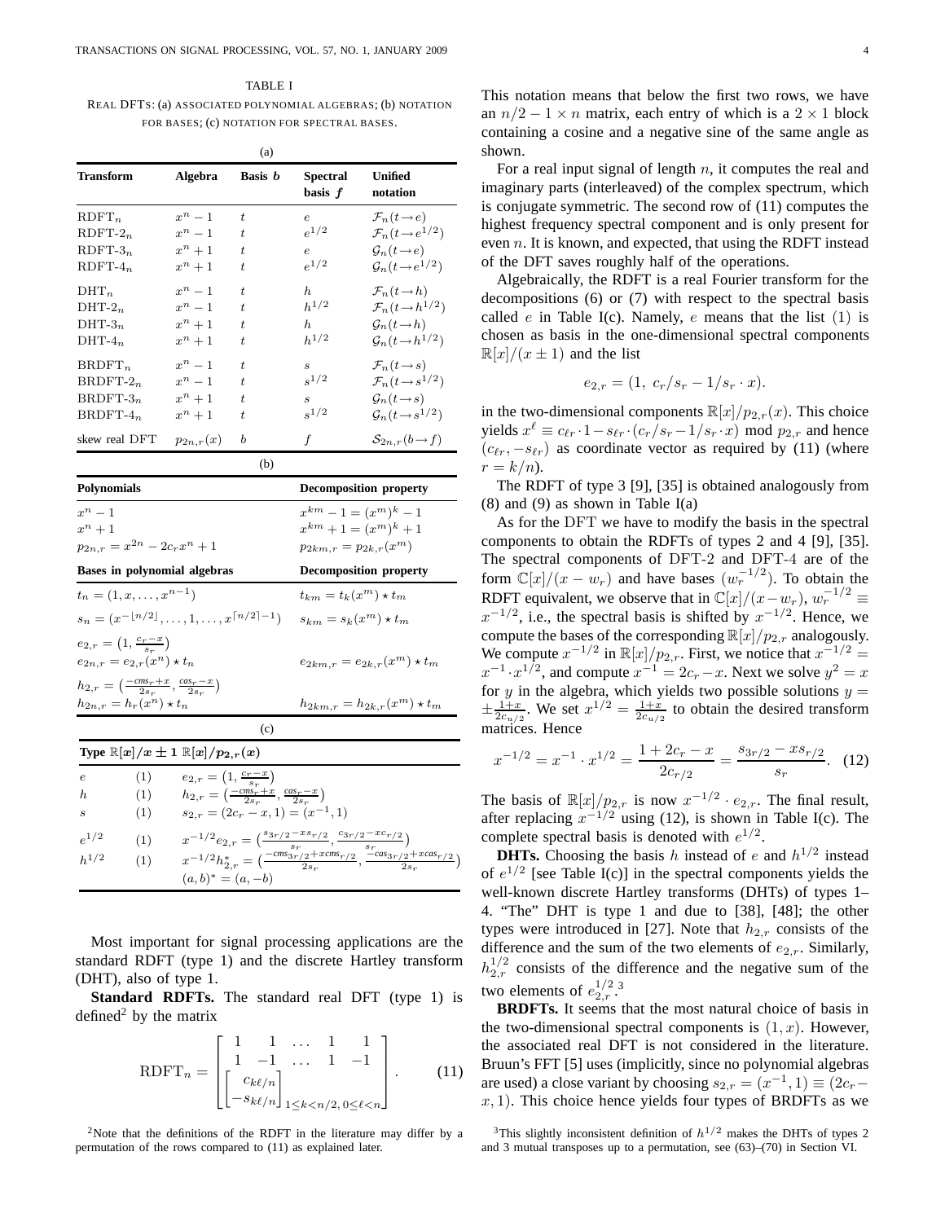TABLE I

REAL DFTS: (a) ASSOCIATED POLYNOMIAL ALGEBRAS; (b) NOTATION FOR BASES; (c) NOTATION FOR SPECTRAL BASES.

(a)

| Transform | Algebra | Basis $b$ | Spectral basis $f$ | Unified notation |
|---|---|---|---|---|
| $\mathrm{RDFT}_n$ | $x^n-1$ | $t$ | $e$ | $\mathcal{F}_n(t\to e)$ |
| $\mathrm{RDFT}\text{-}2_n$ | $x^n-1$ | $t$ | $e^{1/2}$ | $\mathcal{F}_n(t\to e^{1/2})$ |
| $\mathrm{RDFT}\text{-}3_n$ | $x^n+1$ | $t$ | $e$ | $\mathcal{G}_n(t\to e)$ |
| $\mathrm{RDFT}\text{-}4_n$ | $x^n+1$ | $t$ | $e^{1/2}$ | $\mathcal{G}_n(t\to e^{1/2})$ |
| $\mathrm{DHT}_n$ | $x^n-1$ | $t$ | $h$ | $\mathcal{F}_n(t\to h)$ |
| $\mathrm{DHT}\text{-}2_n$ | $x^n-1$ | $t$ | $h^{1/2}$ | $\mathcal{F}_n(t\to h^{1/2})$ |
| $\mathrm{DHT}\text{-}3_n$ | $x^n+1$ | $t$ | $h$ | $\mathcal{G}_n(t\to h)$ |
| $\mathrm{DHT}\text{-}4_n$ | $x^n+1$ | $t$ | $h^{1/2}$ | $\mathcal{G}_n(t\to h^{1/2})$ |
| $\mathrm{BRDFT}_n$ | $x^n-1$ | $t$ | $s$ | $\mathcal{F}_n(t\to s)$ |
| $\mathrm{BRDFT}\text{-}2_n$ | $x^n-1$ | $t$ | $s^{1/2}$ | $\mathcal{F}_n(t\to s^{1/2})$ |
| $\mathrm{BRDFT}\text{-}3_n$ | $x^n+1$ | $t$ | $s$ | $\mathcal{G}_n(t\to s)$ |
| $\mathrm{BRDFT}\text{-}4_n$ | $x^n+1$ | $t$ | $s^{1/2}$ | $\mathcal{G}_n(t\to s^{1/2})$ |
| skew real DFT | $p_{2n,r}(x)$ | $b$ | $f$ | $\mathcal{S}_{2n,r}(b\to f)$ |

(b)

| Polynomials | Decomposition property |
|---|---|
| $x^n-1$ | $x^{km}-1=(x^m)^k-1$ |
| $x^n+1$ | $x^{km}+1=(x^m)^k+1$ |
| $p_{2n,r}=x^{2n}-2c_rx^n+1$ | $p_{2km,r}=p_{2k,r}(x^m)$ |
| **Bases in polynomial algebras** | **Decomposition property** |
| $t_n=(1,x,\dots,x^{n-1})$ | $t_{km}=t_k(x^m)\star t_m$ |
| $s_n=(x^{-\lfloor n/2\rfloor},\dots,1,\dots,x^{\lceil n/2\rceil-1})$ | $s_{km}=s_k(x^m)\star t_m$ |
| $e_{2,r}=\left(1,\frac{c_r-x}{s_r}\right)$ | |
| $e_{2n,r}=e_{2,r}(x^n)\star t_n$ | $e_{2km,r}=e_{2k,r}(x^m)\star t_m$ |
| $h_{2,r}=\left(\frac{-cms_r+x}{2s_r},\frac{cas_r-x}{2s_r}\right)$ | |
| $h_{2n,r}=h_r(x^n)\star t_n$ | $h_{2km,r}=h_{2k,r}(x^m)\star t_m$ |

(c)

| Type | $\mathbb{R}[x]/x\pm 1$ | $\mathbb{R}[x]/p_{2,r}(x)$ |
|---|---|---|
| $e$ | (1) | $e_{2,r}=\left(1,\frac{c_r-x}{s_r}\right)$ |
| $h$ | (1) | $h_{2,r}=\left(\frac{-cms_r+x}{2s_r},\frac{cas_r-x}{2s_r}\right)$ |
| $s$ | (1) | $s_{2,r}=(2c_r-x,1)=(x^{-1},1)$ |
| $e^{1/2}$ | (1) | $x^{-1/2}e_{2,r}=\left(\frac{s_{3r/2}-xs_{r/2}}{s_r},\frac{c_{3r/2}-xc_{r/2}}{s_r}\right)$ |
| $h^{1/2}$ | (1) | $x^{-1/2}h^*_{2,r}=\left(\frac{-cms_{3r/2}+xcms_{r/2}}{2s_r},\frac{-cas_{3r/2}+xcas_{r/2}}{2s_r}\right)$ |
| | | $(a,b)^*=(a,-b)$ |

Most important for signal processing applications are the standard RDFT (type 1) and the discrete Hartley transform (DHT), also of type 1.

**Standard RDFTs.** The standard real DFT (type 1) is defined[2] by the matrix

$$\mathrm{RDFT}_n=\begin{bmatrix}1 & 1 & \dots & 1 & 1\\ 1 & -1 & \dots & 1 & -1\\ \multicolumn{5}{c}{\begin{bmatrix}c_{k\ell/n}\\ -s_{k\ell/n}\end{bmatrix}_{1\le k<n/2,\,0\le\ell<n}}\end{bmatrix}. \quad (11)$$

This notation means that below the first two rows, we have an $n/2-1\times n$ matrix, each entry of which is a $2\times 1$ block containing a cosine and a negative sine of the same angle as shown.

For a real input signal of length $n$, it computes the real and imaginary parts (interleaved) of the complex spectrum, which is conjugate symmetric. The second row of (11) computes the highest frequency spectral component and is only present for even $n$. It is known, and expected, that using the RDFT instead of the DFT saves roughly half of the operations.

Algebraically, the RDFT is a real Fourier transform for the decompositions (6) or (7) with respect to the spectral basis called $e$ in Table I(c). Namely, $e$ means that the list $(1)$ is chosen as basis in the one-dimensional spectral components $\mathbb{R}[x]/(x\pm 1)$ and the list

$$e_{2,r}=(1,\ c_r/s_r-1/s_r\cdot x).$$

in the two-dimensional components $\mathbb{R}[x]/p_{2,r}(x)$. This choice yields $x^\ell\equiv c_{\ell r}\cdot 1-s_{\ell r}\cdot(c_r/s_r-1/s_r\cdot x)\bmod p_{2,r}$ and hence $(c_{\ell r},-s_{\ell r})$ as coordinate vector as required by (11) (where $r=k/n$).

The RDFT of type 3 [9], [35] is obtained analogously from (8) and (9) as shown in Table I(a)

As for the DFT we have to modify the basis in the spectral components to obtain the RDFTs of types 2 and 4 [9], [35]. The spectral components of DFT-2 and DFT-4 are of the form $\mathbb{C}[x]/(x-w_r)$ and have bases $(w_r^{-1/2})$. To obtain the RDFT equivalent, we observe that in $\mathbb{C}[x]/(x-w_r)$, $w_r^{-1/2}\equiv x^{-1/2}$, i.e., the spectral basis is shifted by $x^{-1/2}$. Hence, we compute the bases of the corresponding $\mathbb{R}[x]/p_{2,r}$ analogously. We compute $x^{-1/2}$ in $\mathbb{R}[x]/p_{2,r}$. First, we notice that $x^{-1/2}=x^{-1}\cdot x^{1/2}$, and compute $x^{-1}=2c_r-x$. Next we solve $y^2=x$ for $y$ in the algebra, which yields two possible solutions $y=\pm\frac{1+x}{2c_{u/2}}$. We set $x^{1/2}=\frac{1+x}{2c_{u/2}}$ to obtain the desired transform matrices. Hence

$$x^{-1/2}=x^{-1}\cdot x^{1/2}=\frac{1+2c_r-x}{2c_{r/2}}=\frac{s_{3r/2}-xs_{r/2}}{s_r}. \quad (12)$$

The basis of $\mathbb{R}[x]/p_{2,r}$ is now $x^{-1/2}\cdot e_{2,r}$. The final result, after replacing $x^{-1/2}$ using (12), is shown in Table I(c). The complete spectral basis is denoted with $e^{1/2}$.

**DHTs.** Choosing the basis $h$ instead of $e$ and $h^{1/2}$ instead of $e^{1/2}$ [see Table I(c)] in the spectral components yields the well-known discrete Hartley transforms (DHTs) of types 1–4. "The" DHT is type 1 and due to [38], [48]; the other types were introduced in [27]. Note that $h_{2,r}$ consists of the difference and the sum of the two elements of $e_{2,r}$. Similarly, $h_{2,r}^{1/2}$ consists of the difference and the negative sum of the two elements of $e_{2,r}^{1/2}$.[3]

**BRDFTs.** It seems that the most natural choice of basis in the two-dimensional spectral components is $(1,x)$. However, the associated real DFT is not considered in the literature. Bruun's FFT [5] uses (implicitly, since no polynomial algebras are used) a close variant by choosing $s_{2,r}=(x^{-1},1)\equiv(2c_r-x,1)$. This choice hence yields four types of BRDFTs as we

[2] Note that the definitions of the RDFT in the literature may differ by a permutation of the rows compared to (11) as explained later.

[3] This slightly inconsistent definition of $h^{1/2}$ makes the DHTs of types 2 and 3 mutual transposes up to a permutation, see (63)–(70) in Section VI.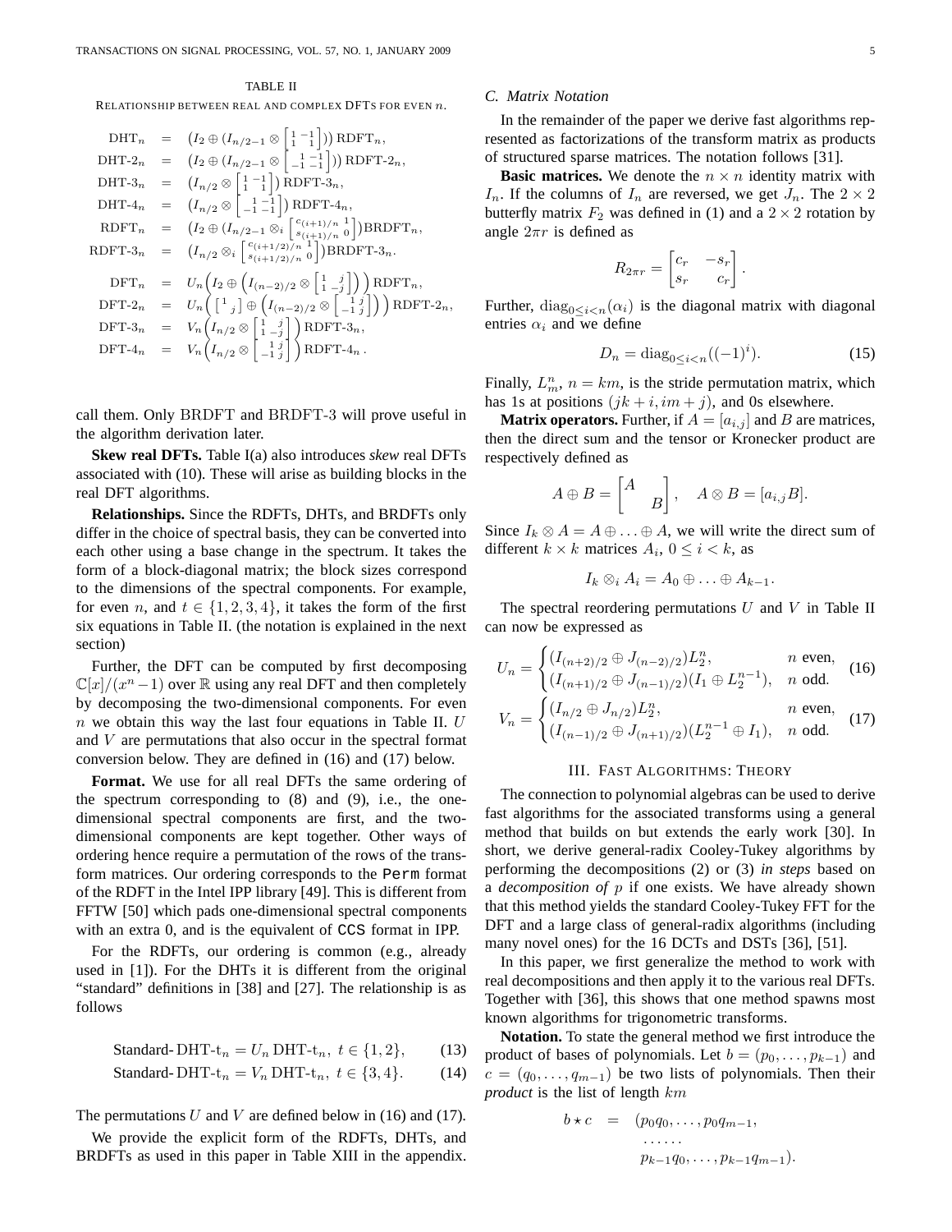TABLE II

RELATIONSHIP BETWEEN REAL AND COMPLEX DFTS FOR EVEN $n$.

$$
\begin{aligned}
\mathrm{DHT}_n &= \left(I_2 \oplus (I_{n/2-1} \otimes \left[\begin{smallmatrix}1 & -1\\ 1 & 1\end{smallmatrix}\right])\right) \mathrm{RDFT}_n,\\
\mathrm{DHT\text{-}2}_n &= \left(I_2 \oplus (I_{n/2-1} \otimes \left[\begin{smallmatrix}1 & -1\\ -1 & -1\end{smallmatrix}\right])\right) \mathrm{RDFT\text{-}2}_n,\\
\mathrm{DHT\text{-}3}_n &= \left(I_{n/2} \otimes \left[\begin{smallmatrix}1 & -1\\ 1 & 1\end{smallmatrix}\right]\right) \mathrm{RDFT\text{-}3}_n,\\
\mathrm{DHT\text{-}4}_n &= \left(I_{n/2} \otimes \left[\begin{smallmatrix}1 & -1\\ -1 & -1\end{smallmatrix}\right]\right) \mathrm{RDFT\text{-}4}_n,\\
\mathrm{RDFT}_n &= \left(I_2 \oplus (I_{n/2-1} \otimes_i \left[\begin{smallmatrix}c_{(i+1)/n} & 1\\ s_{(i+1)/n} & 0\end{smallmatrix}\right]\right)\mathrm{BRDFT}_n,\\
\mathrm{RDFT\text{-}3}_n &= \left(I_{n/2} \otimes_i \left[\begin{smallmatrix}c_{(i+1/2)/n} & 1\\ s_{(i+1/2)/n} & 0\end{smallmatrix}\right]\right)\mathrm{BRDFT\text{-}3}_n.\\
\mathrm{DFT}_n &= U_n\Big(I_2 \oplus \Big(I_{(n-2)/2} \otimes \left[\begin{smallmatrix}1 & j\\ 1 & -j\end{smallmatrix}\right]\Big)\Big)\, \mathrm{RDFT}_n,\\
\mathrm{DFT\text{-}2}_n &= U_n\Big(\left[\begin{smallmatrix}1 & \\ & j\end{smallmatrix}\right] \oplus \Big(I_{(n-2)/2} \otimes \left[\begin{smallmatrix}1 & j\\ -1 & j\end{smallmatrix}\right]\Big)\Big)\, \mathrm{RDFT\text{-}2}_n,\\
\mathrm{DFT\text{-}3}_n &= V_n\Big(I_{n/2} \otimes \left[\begin{smallmatrix}1 & j\\ 1 & -j\end{smallmatrix}\right]\Big)\, \mathrm{RDFT\text{-}3}_n,\\
\mathrm{DFT\text{-}4}_n &= V_n\Big(I_{n/2} \otimes \left[\begin{smallmatrix}1 & j\\ -1 & j\end{smallmatrix}\right]\Big)\, \mathrm{RDFT\text{-}4}_n\,.
\end{aligned}
$$

call them. Only BRDFT and BRDFT-3 will prove useful in the algorithm derivation later.

**Skew real DFTs.** Table I(a) also introduces *skew* real DFTs associated with (10). These will arise as building blocks in the real DFT algorithms.

**Relationships.** Since the RDFTs, DHTs, and BRDFTs only differ in the choice of spectral basis, they can be converted into each other using a base change in the spectrum. It takes the form of a block-diagonal matrix; the block sizes correspond to the dimensions of the spectral components. For example, for even $n$, and $t \in \{1, 2, 3, 4\}$, it takes the form of the first six equations in Table II. (the notation is explained in the next section)

Further, the DFT can be computed by first decomposing $\mathbb{C}[x]/(x^n - 1)$ over $\mathbb{R}$ using any real DFT and then completely by decomposing the two-dimensional components. For even $n$ we obtain this way the last four equations in Table II. $U$ and $V$ are permutations that also occur in the spectral format conversion below. They are defined in (16) and (17) below.

**Format.** We use for all real DFTs the same ordering of the spectrum corresponding to (8) and (9), i.e., the one-dimensional spectral components are first, and the two-dimensional components are kept together. Other ways of ordering hence require a permutation of the rows of the transform matrices. Our ordering corresponds to the `Perm` format of the RDFT in the Intel IPP library [49]. This is different from FFTW [50] which pads one-dimensional spectral components with an extra 0, and is the equivalent of `CCS` format in IPP.

For the RDFTs, our ordering is common (e.g., already used in [1]). For the DHTs it is different from the original "standard" definitions in [38] and [27]. The relationship is as follows

$$\text{Standard-}\,\mathrm{DHT\text{-}t}_n = U_n\, \mathrm{DHT\text{-}t}_n,\ t \in \{1, 2\}, \qquad (13)$$

$$\text{Standard-}\,\mathrm{DHT\text{-}t}_n = V_n\, \mathrm{DHT\text{-}t}_n,\ t \in \{3, 4\}. \qquad (14)$$

The permutations $U$ and $V$ are defined below in (16) and (17).

We provide the explicit form of the RDFTs, DHTs, and BRDFTs as used in this paper in Table XIII in the appendix.

### C. Matrix Notation

In the remainder of the paper we derive fast algorithms represented as factorizations of the transform matrix as products of structured sparse matrices. The notation follows [31].

**Basic matrices.** We denote the $n \times n$ identity matrix with $I_n$. If the columns of $I_n$ are reversed, we get $J_n$. The $2 \times 2$ butterfly matrix $F_2$ was defined in (1) and a $2 \times 2$ rotation by angle $2\pi r$ is defined as

$$R_{2\pi r} = \begin{bmatrix} c_r & -s_r \\ s_r & c_r \end{bmatrix}.$$

Further, $\mathrm{diag}_{0 \le i < n}(\alpha_i)$ is the diagonal matrix with diagonal entries $\alpha_i$ and we define

$$D_n = \mathrm{diag}_{0 \le i < n}((-1)^i). \qquad (15)$$

Finally, $L^n_m$, $n = km$, is the stride permutation matrix, which has 1s at positions $(jk + i, im + j)$, and 0s elsewhere.

**Matrix operators.** Further, if $A = [a_{i,j}]$ and $B$ are matrices, then the direct sum and the tensor or Kronecker product are respectively defined as

$$A \oplus B = \begin{bmatrix} A & \\ & B \end{bmatrix}, \quad A \otimes B = [a_{i,j}B].$$

Since $I_k \otimes A = A \oplus \ldots \oplus A$, we will write the direct sum of different $k \times k$ matrices $A_i$, $0 \le i < k$, as

$$I_k \otimes_i A_i = A_0 \oplus \ldots \oplus A_{k-1}.$$

The spectral reordering permutations $U$ and $V$ in Table II can now be expressed as

$$U_n = \begin{cases} (I_{(n+2)/2} \oplus J_{(n-2)/2})L^n_2, & n \text{ even}, \\ (I_{(n+1)/2} \oplus J_{(n-1)/2})(I_1 \oplus L^{n-1}_2), & n \text{ odd}. \end{cases} \qquad (16)$$

$$V_n = \begin{cases} (I_{n/2} \oplus J_{n/2})L^n_2, & n \text{ even}, \\ (I_{(n-1)/2} \oplus J_{(n+1)/2})(L^{n-1}_2 \oplus I_1), & n \text{ odd}. \end{cases} \qquad (17)$$

## III. FAST ALGORITHMS: THEORY

The connection to polynomial algebras can be used to derive fast algorithms for the associated transforms using a general method that builds on but extends the early work [30]. In short, we derive general-radix Cooley-Tukey algorithms by performing the decompositions (2) or (3) *in steps* based on a *decomposition of* $p$ if one exists. We have already shown that this method yields the standard Cooley-Tukey FFT for the DFT and a large class of general-radix algorithms (including many novel ones) for the 16 DCTs and DSTs [36], [51].

In this paper, we first generalize the method to work with real decompositions and then apply it to the various real DFTs. Together with [36], this shows that one method spawns most known algorithms for trigonometric transforms.

**Notation.** To state the general method we first introduce the product of bases of polynomials. Let $b = (p_0, \ldots, p_{k-1})$ and $c = (q_0, \ldots, q_{m-1})$ be two lists of polynomials. Then their *product* is the list of length $km$

$$
\begin{aligned}
b \star c \;=\; (&p_0q_0, \ldots, p_0q_{m-1},\\
&\ldots\ldots\\
&p_{k-1}q_0, \ldots, p_{k-1}q_{m-1}).
\end{aligned}
$$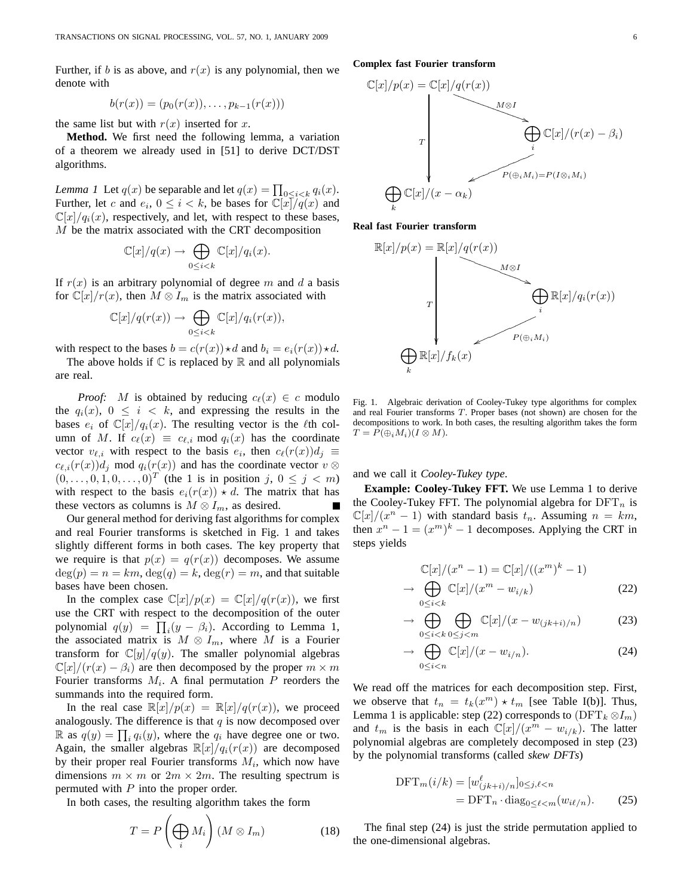Further, if $b$ is as above, and $r(x)$ is any polynomial, then we denote with

$$b(r(x)) = (p_0(r(x)), \dots, p_{k-1}(r(x)))$$

the same list but with $r(x)$ inserted for $x$.

**Method.** We first need the following lemma, a variation of a theorem we already used in [51] to derive DCT/DST algorithms.

*Lemma 1* Let $q(x)$ be separable and let $q(x) = \prod_{0\le i<k} q_i(x)$. Further, let $c$ and $e_i$, $0 \le i < k$, be bases for $\mathbb{C}[x]/q(x)$ and $\mathbb{C}[x]/q_i(x)$, respectively, and let, with respect to these bases, $M$ be the matrix associated with the CRT decomposition

$$\mathbb{C}[x]/q(x) \to \bigoplus_{0\le i<k} \mathbb{C}[x]/q_i(x).$$

If $r(x)$ is an arbitrary polynomial of degree $m$ and $d$ a basis for $\mathbb{C}[x]/r(x)$, then $M \otimes I_m$ is the matrix associated with

$$\mathbb{C}[x]/q(r(x)) \to \bigoplus_{0\le i<k} \mathbb{C}[x]/q_i(r(x)),$$

with respect to the bases $b = c(r(x)) \star d$ and $b_i = e_i(r(x)) \star d$.

The above holds if $\mathbb{C}$ is replaced by $\mathbb{R}$ and all polynomials are real.

*Proof:* $M$ is obtained by reducing $c_\ell(x) \in c$ modulo the $q_i(x)$, $0 \le i < k$, and expressing the results in the bases $e_i$ of $\mathbb{C}[x]/q_i(x)$. The resulting vector is the $\ell$th column of $M$. If $c_\ell(x) \equiv c_{\ell,i} \bmod q_i(x)$ has the coordinate vector $v_{\ell,i}$ with respect to the basis $e_i$, then $c_\ell(r(x))d_j \equiv c_{\ell,i}(r(x))d_j \bmod q_i(r(x))$ and has the coordinate vector $v \otimes (0, \dots, 0, 1, 0, \dots, 0)^T$ (the 1 is in position $j$, $0 \le j < m$) with respect to the basis $e_i(r(x)) \star d$. The matrix that has these vectors as columns is $M \otimes I_m$, as desired. ■

Our general method for deriving fast algorithms for complex and real Fourier transforms is sketched in Fig. 1 and takes slightly different forms in both cases. The key property that we require is that $p(x) = q(r(x))$ decomposes. We assume $\deg(p) = n = km$, $\deg(q) = k$, $\deg(r) = m$, and that suitable bases have been chosen.

In the complex case $\mathbb{C}[x]/p(x) = \mathbb{C}[x]/q(r(x))$, we first use the CRT with respect to the decomposition of the outer polynomial $q(y) = \prod_i (y - \beta_i)$. According to Lemma 1, the associated matrix is $M \otimes I_m$, where $M$ is a Fourier transform for $\mathbb{C}[y]/q(y)$. The smaller polynomial algebras $\mathbb{C}[x]/(r(x) - \beta_i)$ are then decomposed by the proper $m \times m$ Fourier transforms $M_i$. A final permutation $P$ reorders the summands into the required form.

In the real case $\mathbb{R}[x]/p(x) = \mathbb{R}[x]/q(r(x))$, we proceed analogously. The difference is that $q$ is now decomposed over $\mathbb{R}$ as $q(y) = \prod_i q_i(y)$, where the $q_i$ have degree one or two. Again, the smaller algebras $\mathbb{R}[x]/q_i(r(x))$ are decomposed by their proper real Fourier transforms $M_i$, which now have dimensions $m \times m$ or $2m \times 2m$. The resulting spectrum is permuted with $P$ into the proper order.

In both cases, the resulting algorithm takes the form

$$T = P\left(\bigoplus_i M_i\right)(M \otimes I_m) \tag{18}$$

**Complex fast Fourier transform**

$\mathbb{C}[x]/p(x) = \mathbb{C}[x]/q(r(x))$

$M \otimes I$

$\bigoplus_i \mathbb{C}[x]/(r(x) - \beta_i)$

$T$

$P(\oplus_i M_i) = P(I \otimes_i M_i)$

$\bigoplus_k \mathbb{C}[x]/(x - \alpha_k)$

**Real fast Fourier transform**

$\mathbb{R}[x]/p(x) = \mathbb{R}[x]/q(r(x))$

$M \otimes I$

$\bigoplus_i \mathbb{R}[x]/q_i(r(x))$

$T$

$P(\oplus_i M_i)$

$\bigoplus_k \mathbb{R}[x]/f_k(x)$

Fig. 1. Algebraic derivation of Cooley-Tukey type algorithms for complex and real Fourier transforms $T$. Proper bases (not shown) are chosen for the decompositions to work. In both cases, the resulting algorithm takes the form $T = P(\oplus_i M_i)(I \otimes M)$.

and we call it *Cooley-Tukey type*.

**Example: Cooley-Tukey FFT.** We use Lemma 1 to derive the Cooley-Tukey FFT. The polynomial algebra for $\mathrm{DFT}_n$ is $\mathbb{C}[x]/(x^n - 1)$ with standard basis $t_n$. Assuming $n = km$, then $x^n - 1 = (x^m)^k - 1$ decomposes. Applying the CRT in steps yields

$$\mathbb{C}[x]/(x^n - 1) = \mathbb{C}[x]/((x^m)^k - 1)$$

$$\to \bigoplus_{0\le i<k} \mathbb{C}[x]/(x^m - w_{i/k}) \tag{22}$$

$$\to \bigoplus_{0\le i<k} \bigoplus_{0\le j<m} \mathbb{C}[x]/(x - w_{(jk+i)/n}) \tag{23}$$

$$\to \bigoplus_{0\le i<n} \mathbb{C}[x]/(x - w_{i/n}). \tag{24}$$

We read off the matrices for each decomposition step. First, we observe that $t_n = t_k(x^m) \star t_m$ [see Table I(b)]. Thus, Lemma 1 is applicable: step (22) corresponds to $(\mathrm{DFT}_k \otimes I_m)$ and $t_m$ is the basis in each $\mathbb{C}[x]/(x^m - w_{i/k})$. The latter polynomial algebras are completely decomposed in step (23) by the polynomial transforms (called *skew DFTs*)

$$\begin{aligned}\mathrm{DFT}_m(i/k) &= [w^\ell_{(jk+i)/n}]_{0\le j,\ell<n} \\ &= \mathrm{DFT}_n \cdot \mathrm{diag}_{0\le \ell<m}(w_{i\ell/n}).\end{aligned} \tag{25}$$

The final step (24) is just the stride permutation applied to the one-dimensional algebras.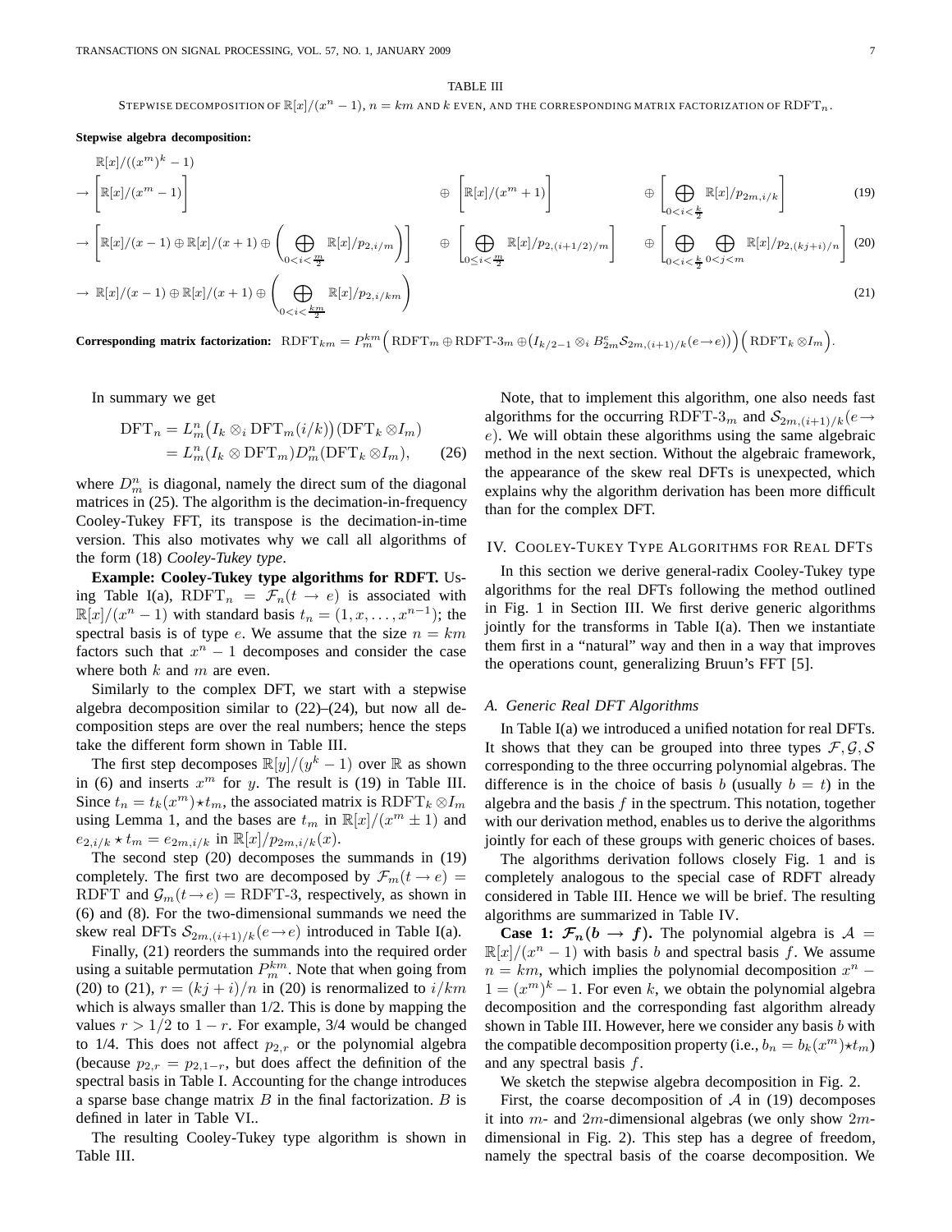TABLE III

STEPWISE DECOMPOSITION OF $\mathbb{R}[x]/(x^n-1)$, $n=km$ AND $k$ EVEN, AND THE CORRESPONDING MATRIX FACTORIZATION OF $\mathrm{RDFT}_n$.

**Stepwise algebra decomposition:**

$$
\mathbb{R}[x]/((x^m)^k-1)
$$

$$
\to \left[\mathbb{R}[x]/(x^m-1)\right] \quad \oplus \quad \left[\mathbb{R}[x]/(x^m+1)\right] \quad \oplus \quad \left[\bigoplus_{0<i<\frac{k}{2}} \mathbb{R}[x]/p_{2m,i/k}\right] \tag{19}
$$

$$
\to \left[\mathbb{R}[x]/(x-1) \oplus \mathbb{R}[x]/(x+1) \oplus \left(\bigoplus_{0<i<\frac{m}{2}} \mathbb{R}[x]/p_{2,i/m}\right)\right] \quad \oplus \quad \left[\bigoplus_{0\le i<\frac{m}{2}} \mathbb{R}[x]/p_{2,(i+1/2)/m}\right] \quad \oplus \quad \left[\bigoplus_{0<i<\frac{k}{2}} \bigoplus_{0<j<m} \mathbb{R}[x]/p_{2,(kj+i)/n}\right] \tag{20}
$$

$$
\to \mathbb{R}[x]/(x-1) \oplus \mathbb{R}[x]/(x+1) \oplus \left(\bigoplus_{0<i<\frac{km}{2}} \mathbb{R}[x]/p_{2,i/km}\right) \tag{21}
$$

**Corresponding matrix factorization:** $\mathrm{RDFT}_{km} = P_m^{km}\Big(\mathrm{RDFT}_m \oplus \mathrm{RDFT\text{-}3}_m \oplus \big(I_{k/2-1} \otimes_i B^e_{2m}\mathcal{S}_{2m,(i+1)/k}(e\to e)\big)\Big)\Big(\mathrm{RDFT}_k \otimes I_m\Big)$.

In summary we get

$$
\begin{aligned}
\mathrm{DFT}_n &= L^n_m\big(I_k \otimes_i \mathrm{DFT}_m(i/k)\big)(\mathrm{DFT}_k \otimes I_m)\\
&= L^n_m(I_k \otimes \mathrm{DFT}_m)D^n_m(\mathrm{DFT}_k \otimes I_m),
\end{aligned} \tag{26}
$$

where $D^n_m$ is diagonal, namely the direct sum of the diagonal matrices in (25). The algorithm is the decimation-in-frequency Cooley-Tukey FFT, its transpose is the decimation-in-time version. This also motivates why we call all algorithms of the form (18) *Cooley-Tukey type*.

**Example: Cooley-Tukey type algorithms for RDFT.** Using Table I(a), $\mathrm{RDFT}_n = \mathcal{F}_n(t \to e)$ is associated with $\mathbb{R}[x]/(x^n-1)$ with standard basis $t_n = (1, x, \dots, x^{n-1})$; the spectral basis is of type $e$. We assume that the size $n = km$ factors such that $x^n - 1$ decomposes and consider the case where both $k$ and $m$ are even.

Similarly to the complex DFT, we start with a stepwise algebra decomposition similar to (22)–(24), but now all decomposition steps are over the real numbers; hence the steps take the different form shown in Table III.

The first step decomposes $\mathbb{R}[y]/(y^k-1)$ over $\mathbb{R}$ as shown in (6) and inserts $x^m$ for $y$. The result is (19) in Table III. Since $t_n = t_k(x^m) \star t_m$, the associated matrix is $\mathrm{RDFT}_k \otimes I_m$ using Lemma 1, and the bases are $t_m$ in $\mathbb{R}[x]/(x^m \pm 1)$ and $e_{2,i/k} \star t_m = e_{2m,i/k}$ in $\mathbb{R}[x]/p_{2m,i/k}(x)$.

The second step (20) decomposes the summands in (19) completely. The first two are decomposed by $\mathcal{F}_m(t \to e) = \mathrm{RDFT}$ and $\mathcal{G}_m(t \to e) = \mathrm{RDFT\text{-}3}$, respectively, as shown in (6) and (8). For the two-dimensional summands we need the skew real DFTs $\mathcal{S}_{2m,(i+1)/k}(e \to e)$ introduced in Table I(a).

Finally, (21) reorders the summands into the required order using a suitable permutation $P^{km}_m$. Note that when going from (20) to (21), $r = (kj+i)/n$ in (20) is renormalized to $i/km$ which is always smaller than 1/2. This is done by mapping the values $r > 1/2$ to $1-r$. For example, 3/4 would be changed to 1/4. This does not affect $p_{2,r}$ or the polynomial algebra (because $p_{2,r} = p_{2,1-r}$, but does affect the definition of the spectral basis in Table I. Accounting for the change introduces a sparse base change matrix $B$ in the final factorization. $B$ is defined in later in Table VI..

The resulting Cooley-Tukey type algorithm is shown in Table III.

Note, that to implement this algorithm, one also needs fast algorithms for the occurring $\mathrm{RDFT\text{-}3}_m$ and $\mathcal{S}_{2m,(i+1)/k}(e \to e)$. We will obtain these algorithms using the same algebraic method in the next section. Without the algebraic framework, the appearance of the skew real DFTs is unexpected, which explains why the algorithm derivation has been more difficult than for the complex DFT.

## IV. Cooley-Tukey Type Algorithms for Real DFTs

In this section we derive general-radix Cooley-Tukey type algorithms for the real DFTs following the method outlined in Fig. 1 in Section III. We first derive generic algorithms jointly for the transforms in Table I(a). Then we instantiate them first in a "natural" way and then in a way that improves the operations count, generalizing Bruun's FFT [5].

### A. Generic Real DFT Algorithms

In Table I(a) we introduced a unified notation for real DFTs. It shows that they can be grouped into three types $\mathcal{F}, \mathcal{G}, \mathcal{S}$ corresponding to the three occurring polynomial algebras. The difference is in the choice of basis $b$ (usually $b = t$) in the algebra and the basis $f$ in the spectrum. This notation, together with our derivation method, enables us to derive the algorithms jointly for each of these groups with generic choices of bases.

The algorithms derivation follows closely Fig. 1 and is completely analogous to the special case of RDFT already considered in Table III. Hence we will be brief. The resulting algorithms are summarized in Table IV.

**Case 1: $\mathcal{F}_n(b \to f)$.** The polynomial algebra is $\mathcal{A} = \mathbb{R}[x]/(x^n-1)$ with basis $b$ and spectral basis $f$. We assume $n = km$, which implies the polynomial decomposition $x^n - 1 = (x^m)^k - 1$. For even $k$, we obtain the polynomial algebra decomposition and the corresponding fast algorithm already shown in Table III. However, here we consider any basis $b$ with the compatible decomposition property (i.e., $b_n = b_k(x^m) \star t_m$) and any spectral basis $f$.

We sketch the stepwise algebra decomposition in Fig. 2.

First, the coarse decomposition of $\mathcal{A}$ in (19) decomposes it into $m$- and $2m$-dimensional algebras (we only show $2m$-dimensional in Fig. 2). This step has a degree of freedom, namely the spectral basis of the coarse decomposition. We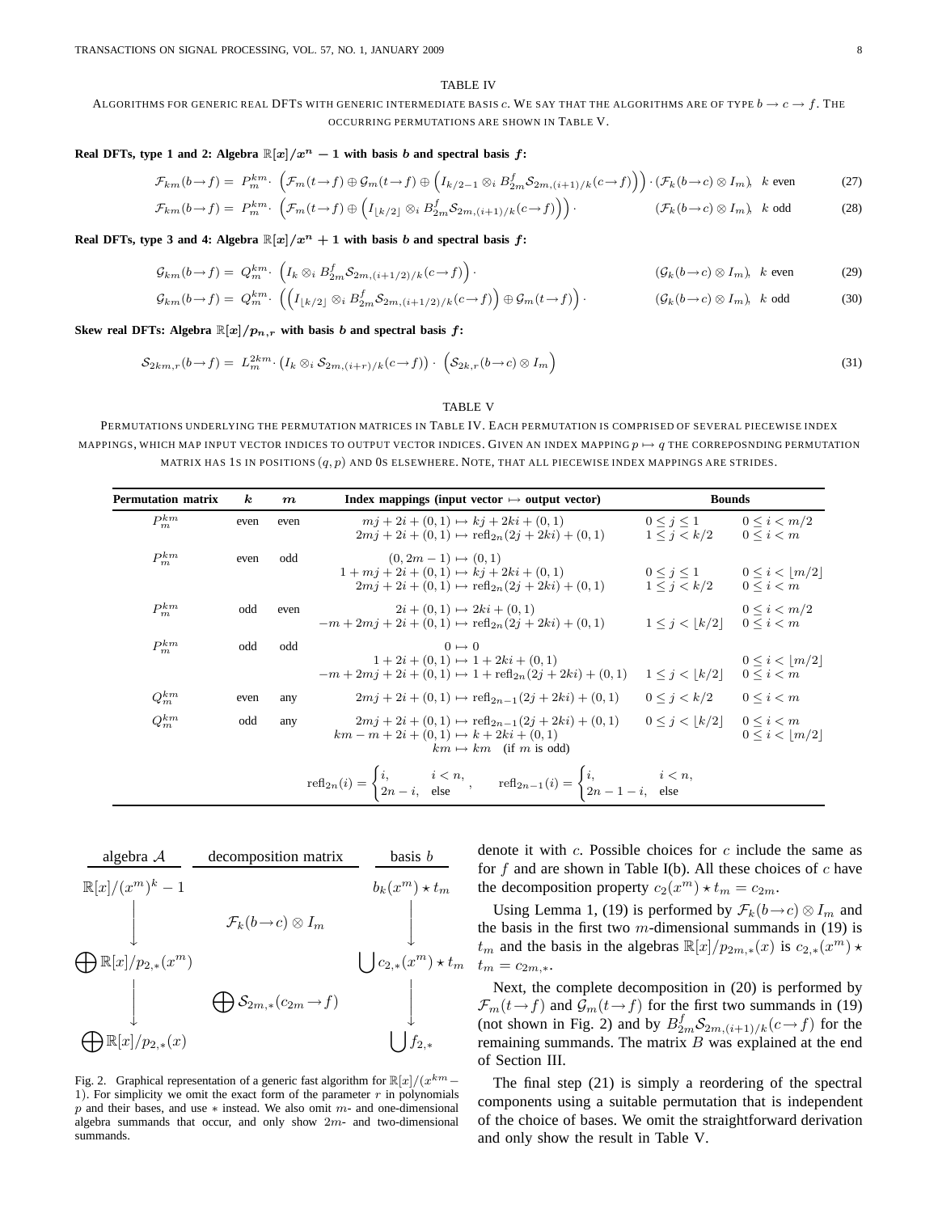TABLE IV

ALGORITHMS FOR GENERIC REAL DFTS WITH GENERIC INTERMEDIATE BASIS $c$. WE SAY THAT THE ALGORITHMS ARE OF TYPE $b \to c \to f$. THE OCCURRING PERMUTATIONS ARE SHOWN IN TABLE V.

**Real DFTs, type 1 and 2: Algebra $\mathbb{R}[x]/x^n - 1$ with basis $b$ and spectral basis $f$:**

$$\mathcal{F}_{km}(b \to f) = P_m^{km} \cdot \left(\mathcal{F}_m(t \to f) \oplus \mathcal{G}_m(t \to f) \oplus \left(I_{k/2-1} \otimes_i B_{2m}^f \mathcal{S}_{2m,(i+1)/k}(c \to f)\right)\right) \cdot (\mathcal{F}_k(b \to c) \otimes I_m), \quad k \text{ even} \tag{27}$$

$$\mathcal{F}_{km}(b \to f) = P_m^{km} \cdot \left(\mathcal{F}_m(t \to f) \oplus \left(I_{\lfloor k/2 \rfloor} \otimes_i B_{2m}^f \mathcal{S}_{2m,(i+1)/k}(c \to f)\right)\right) \cdot (\mathcal{F}_k(b \to c) \otimes I_m), \quad k \text{ odd} \tag{28}$$

**Real DFTs, type 3 and 4: Algebra $\mathbb{R}[x]/x^n + 1$ with basis $b$ and spectral basis $f$:**

$$\mathcal{G}_{km}(b \to f) = Q_m^{km} \cdot \left(I_k \otimes_i B_{2m}^f \mathcal{S}_{2m,(i+1/2)/k}(c \to f)\right) \cdot (\mathcal{G}_k(b \to c) \otimes I_m), \quad k \text{ even} \tag{29}$$

$$\mathcal{G}_{km}(b \to f) = Q_m^{km} \cdot \left(\left(I_{\lfloor k/2 \rfloor} \otimes_i B_{2m}^f \mathcal{S}_{2m,(i+1/2)/k}(c \to f)\right) \oplus \mathcal{G}_m(t \to f)\right) \cdot (\mathcal{G}_k(b \to c) \otimes I_m), \quad k \text{ odd} \tag{30}$$

**Skew real DFTs: Algebra $\mathbb{R}[x]/p_{n,r}$ with basis $b$ and spectral basis $f$:**

$$\mathcal{S}_{2km,r}(b \to f) = L_m^{2km} \cdot \left(I_k \otimes_i \mathcal{S}_{2m,(i+r)/k}(c \to f)\right) \cdot \left(\mathcal{S}_{2k,r}(b \to c) \otimes I_m\right) \tag{31}$$

TABLE V

PERMUTATIONS UNDERLYING THE PERMUTATION MATRICES IN TABLE IV. EACH PERMUTATION IS COMPRISED OF SEVERAL PIECEWISE INDEX MAPPINGS, WHICH MAP INPUT VECTOR INDICES TO OUTPUT VECTOR INDICES. GIVEN AN INDEX MAPPING $p \mapsto q$ THE CORREPOSNDING PERMUTATION MATRIX HAS 1S IN POSITIONS $(q,p)$ AND 0S ELSEWHERE. NOTE, THAT ALL PIECEWISE INDEX MAPPINGS ARE STRIDES.

| Permutation matrix | $k$ | $m$ | Index mappings (input vector $\mapsto$ output vector) | Bounds | |
|---|---|---|---|---|---|
| $P_m^{km}$ | even | even | $mj + 2i + (0,1) \mapsto kj + 2ki + (0,1)$ | $0 \le j \le 1$ | $0 \le i < m/2$ |
| | | | $2mj + 2i + (0,1) \mapsto \text{refl}_{2n}(2j + 2ki) + (0,1)$ | $1 \le j < k/2$ | $0 \le i < m$ |
| $P_m^{km}$ | even | odd | $(0, 2m-1) \mapsto (0,1)$ | | |
| | | | $1 + mj + 2i + (0,1) \mapsto kj + 2ki + (0,1)$ | $0 \le j \le 1$ | $0 \le i < \lfloor m/2 \rfloor$ |
| | | | $2mj + 2i + (0,1) \mapsto \text{refl}_{2n}(2j + 2ki) + (0,1)$ | $1 \le j < k/2$ | $0 \le i < m$ |
| $P_m^{km}$ | odd | even | $2i + (0,1) \mapsto 2ki + (0,1)$ | | $0 \le i < m/2$ |
| | | | $-m + 2mj + 2i + (0,1) \mapsto \text{refl}_{2n}(2j + 2ki) + (0,1)$ | $1 \le j < \lfloor k/2 \rfloor$ | $0 \le i < m$ |
| $P_m^{km}$ | odd | odd | $0 \mapsto 0$ | | |
| | | | $1 + 2i + (0,1) \mapsto 1 + 2ki + (0,1)$ | | $0 \le i < \lfloor m/2 \rfloor$ |
| | | | $-m + 2mj + 2i + (0,1) \mapsto 1 + \text{refl}_{2n}(2j + 2ki) + (0,1)$ | $1 \le j < \lfloor k/2 \rfloor$ | $0 \le i < m$ |
| $Q_m^{km}$ | even | any | $2mj + 2i + (0,1) \mapsto \text{refl}_{2n-1}(2j + 2ki) + (0,1)$ | $0 \le j < k/2$ | $0 \le i < m$ |
| $Q_m^{km}$ | odd | any | $2mj + 2i + (0,1) \mapsto \text{refl}_{2n-1}(2j + 2ki) + (0,1)$ | $0 \le j < \lfloor k/2 \rfloor$ | $0 \le i < m$ |
| | | | $km - m + 2i + (0,1) \mapsto k + 2ki + (0,1)$ | | $0 \le i < \lfloor m/2 \rfloor$ |
| | | | $km \mapsto km$ (if $m$ is odd) | | |

$$\text{refl}_{2n}(i) = \begin{cases} i, & i < n, \\ 2n - i, & \text{else} \end{cases}, \qquad \text{refl}_{2n-1}(i) = \begin{cases} i, & i < n, \\ 2n - 1 - i, & \text{else} \end{cases}$$

algebra $\mathcal{A}$ | decomposition matrix | basis $b$

$\mathbb{R}[x]/(x^m)^k - 1$ | | $b_k(x^m) \star t_m$

$\mathcal{F}_k(b \to c) \otimes I_m$

$\bigoplus \mathbb{R}[x]/p_{2,*}(x^m)$ | | $\bigcup c_{2,*}(x^m) \star t_m$

$\bigoplus \mathcal{S}_{2m,*}(c_{2m} \to f)$

$\bigoplus \mathbb{R}[x]/p_{2,*}(x)$ | | $\bigcup f_{2,*}$

Fig. 2. Graphical representation of a generic fast algorithm for $\mathbb{R}[x]/(x^{km} - 1)$. For simplicity we omit the exact form of the parameter $r$ in polynomials $p$ and their bases, and use $*$ instead. We also omit $m$- and one-dimensional algebra summands that occur, and only show $2m$- and two-dimensional summands.

denote it with $c$. Possible choices for $c$ include the same as for $f$ and are shown in Table I(b). All these choices of $c$ have the decomposition property $c_2(x^m) \star t_m = c_{2m}$.

Using Lemma 1, (19) is performed by $\mathcal{F}_k(b \to c) \otimes I_m$ and the basis in the first two $m$-dimensional summands in (19) is $t_m$ and the basis in the algebras $\mathbb{R}[x]/p_{2m,*}(x)$ is $c_{2,*}(x^m) \star t_m = c_{2m,*}$.

Next, the complete decomposition in (20) is performed by $\mathcal{F}_m(t \to f)$ and $\mathcal{G}_m(t \to f)$ for the first two summands in (19) (not shown in Fig. 2) and by $B_{2m}^f \mathcal{S}_{2m,(i+1)/k}(c \to f)$ for the remaining summands. The matrix $B$ was explained at the end of Section III.

The final step (21) is simply a reordering of the spectral components using a suitable permutation that is independent of the choice of bases. We omit the straightforward derivation and only show the result in Table V.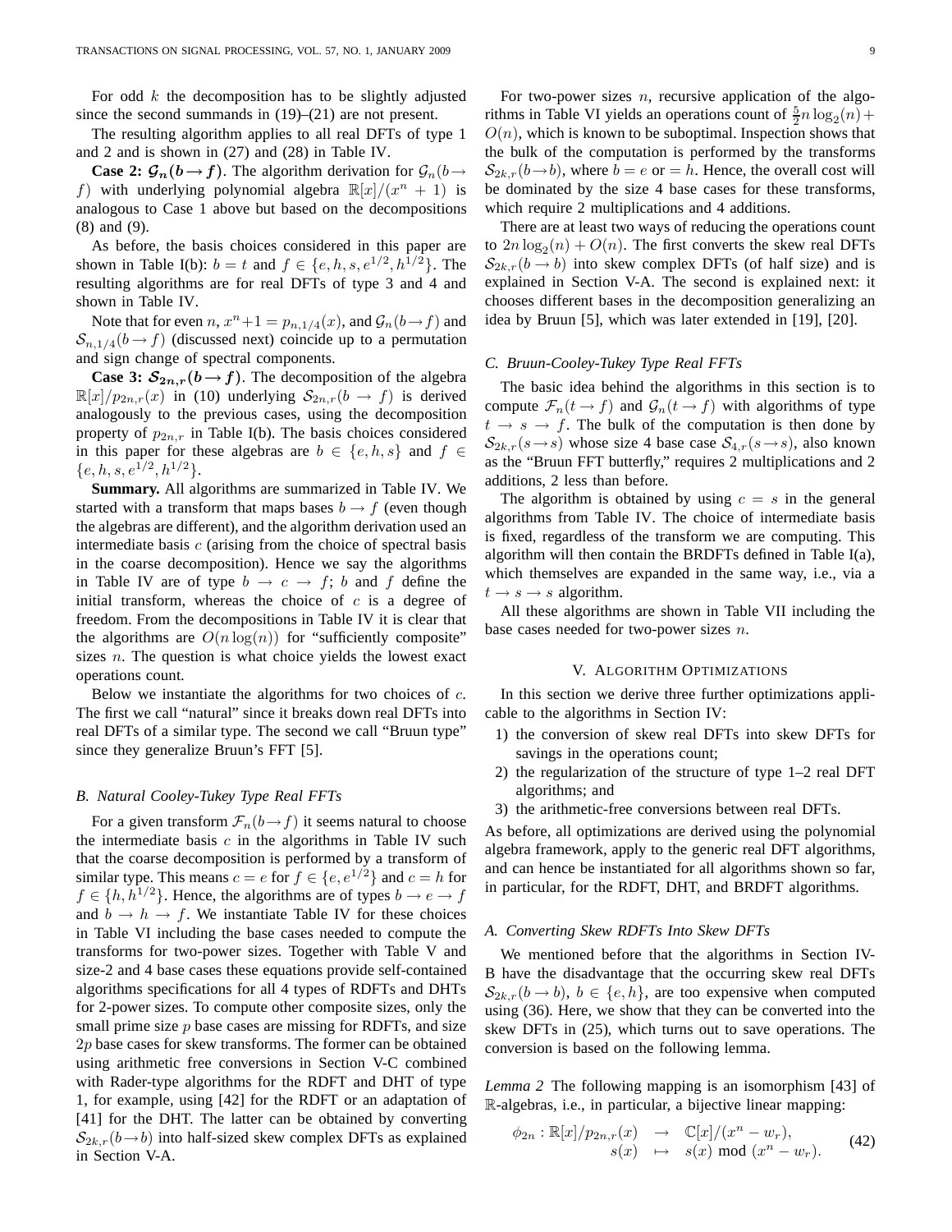For odd $k$ the decomposition has to be slightly adjusted since the second summands in (19)–(21) are not present.

The resulting algorithm applies to all real DFTs of type 1 and 2 and is shown in (27) and (28) in Table IV.

**Case 2: $\mathcal{G}_n(b \to f)$**. The algorithm derivation for $\mathcal{G}_n(b \to f)$ with underlying polynomial algebra $\mathbb{R}[x]/(x^n+1)$ is analogous to Case 1 above but based on the decompositions (8) and (9).

As before, the basis choices considered in this paper are shown in Table I(b): $b = t$ and $f \in \{e, h, s, e^{1/2}, h^{1/2}\}$. The resulting algorithms are for real DFTs of type 3 and 4 and shown in Table IV.

Note that for even $n$, $x^n+1 = p_{n,1/4}(x)$, and $\mathcal{G}_n(b \to f)$ and $\mathcal{S}_{n,1/4}(b \to f)$ (discussed next) coincide up to a permutation and sign change of spectral components.

**Case 3: $\mathcal{S}_{2n,r}(b \to f)$**. The decomposition of the algebra $\mathbb{R}[x]/p_{2n,r}(x)$ in (10) underlying $\mathcal{S}_{2n,r}(b \to f)$ is derived analogously to the previous cases, using the decomposition property of $p_{2n,r}$ in Table I(b). The basis choices considered in this paper for these algebras are $b \in \{e, h, s\}$ and $f \in \{e, h, s, e^{1/2}, h^{1/2}\}$.

**Summary.** All algorithms are summarized in Table IV. We started with a transform that maps bases $b \to f$ (even though the algebras are different), and the algorithm derivation used an intermediate basis $c$ (arising from the choice of spectral basis in the coarse decomposition). Hence we say the algorithms in Table IV are of type $b \to c \to f$; $b$ and $f$ define the initial transform, whereas the choice of $c$ is a degree of freedom. From the decompositions in Table IV it is clear that the algorithms are $O(n \log(n))$ for "sufficiently composite" sizes $n$. The question is what choice yields the lowest exact operations count.

Below we instantiate the algorithms for two choices of $c$. The first we call "natural" since it breaks down real DFTs into real DFTs of a similar type. The second we call "Bruun type" since they generalize Bruun's FFT [5].

### B. Natural Cooley-Tukey Type Real FFTs

For a given transform $\mathcal{F}_n(b \to f)$ it seems natural to choose the intermediate basis $c$ in the algorithms in Table IV such that the coarse decomposition is performed by a transform of similar type. This means $c = e$ for $f \in \{e, e^{1/2}\}$ and $c = h$ for $f \in \{h, h^{1/2}\}$. Hence, the algorithms are of types $b \to e \to f$ and $b \to h \to f$. We instantiate Table IV for these choices in Table VI including the base cases needed to compute the transforms for two-power sizes. Together with Table V and size-2 and 4 base cases these equations provide self-contained algorithms specifications for all 4 types of RDFTs and DHTs for 2-power sizes. To compute other composite sizes, only the small prime size $p$ base cases are missing for RDFTs, and size $2p$ base cases for skew transforms. The former can be obtained using arithmetic free conversions in Section V-C combined with Rader-type algorithms for the RDFT and DHT of type 1, for example, using [42] for the RDFT or an adaptation of [41] for the DHT. The latter can be obtained by converting $\mathcal{S}_{2k,r}(b \to b)$ into half-sized skew complex DFTs as explained in Section V-A.

For two-power sizes $n$, recursive application of the algorithms in Table VI yields an operations count of $\frac{5}{2} n \log_2(n) + O(n)$, which is known to be suboptimal. Inspection shows that the bulk of the computation is performed by the transforms $\mathcal{S}_{2k,r}(b \to b)$, where $b = e$ or $= h$. Hence, the overall cost will be dominated by the size 4 base cases for these transforms, which require 2 multiplications and 4 additions.

There are at least two ways of reducing the operations count to $2n \log_2(n) + O(n)$. The first converts the skew real DFTs $\mathcal{S}_{2k,r}(b \to b)$ into skew complex DFTs (of half size) and is explained in Section V-A. The second is explained next: it chooses different bases in the decomposition generalizing an idea by Bruun [5], which was later extended in [19], [20].

### C. Bruun-Cooley-Tukey Type Real FFTs

The basic idea behind the algorithms in this section is to compute $\mathcal{F}_n(t \to f)$ and $\mathcal{G}_n(t \to f)$ with algorithms of type $t \to s \to f$. The bulk of the computation is then done by $\mathcal{S}_{2k,r}(s \to s)$ whose size 4 base case $\mathcal{S}_{4,r}(s \to s)$, also known as the "Bruun FFT butterfly," requires 2 multiplications and 2 additions, 2 less than before.

The algorithm is obtained by using $c = s$ in the general algorithms from Table IV. The choice of intermediate basis is fixed, regardless of the transform we are computing. This algorithm will then contain the BRDFTs defined in Table I(a), which themselves are expanded in the same way, i.e., via a $t \to s \to s$ algorithm.

All these algorithms are shown in Table VII including the base cases needed for two-power sizes $n$.

## V. Algorithm Optimizations

In this section we derive three further optimizations applicable to the algorithms in Section IV:

1) the conversion of skew real DFTs into skew DFTs for savings in the operations count;
2) the regularization of the structure of type 1–2 real DFT algorithms; and
3) the arithmetic-free conversions between real DFTs.

As before, all optimizations are derived using the polynomial algebra framework, apply to the generic real DFT algorithms, and can hence be instantiated for all algorithms shown so far, in particular, for the RDFT, DHT, and BRDFT algorithms.

### A. Converting Skew RDFTs Into Skew DFTs

We mentioned before that the algorithms in Section IV-B have the disadvantage that the occurring skew real DFTs $\mathcal{S}_{2k,r}(b \to b)$, $b \in \{e, h\}$, are too expensive when computed using (36). Here, we show that they can be converted into the skew DFTs in (25), which turns out to save operations. The conversion is based on the following lemma.

*Lemma 2* The following mapping is an isomorphism [43] of $\mathbb{R}$-algebras, i.e., in particular, a bijective linear mapping:

$$\begin{array}{rcl} \phi_{2n} : \mathbb{R}[x]/p_{2n,r}(x) & \to & \mathbb{C}[x]/(x^n - w_r), \\ s(x) & \mapsto & s(x) \bmod (x^n - w_r). \end{array} \tag{42}$$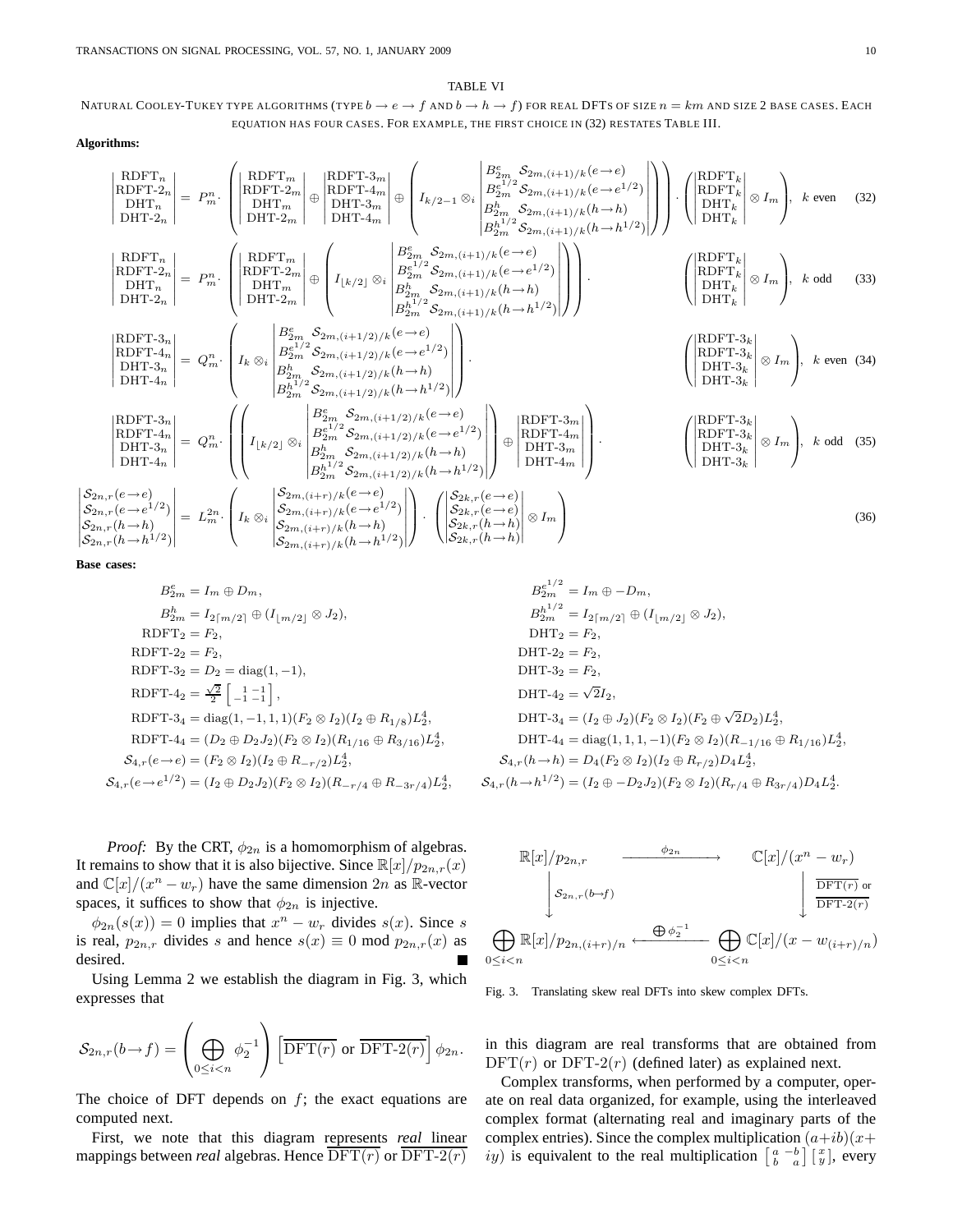TABLE VI

NATURAL COOLEY-TUKEY TYPE ALGORITHMS (TYPE $b \to e \to f$ AND $b \to h \to f$) FOR REAL DFTS OF SIZE $n = km$ AND SIZE 2 BASE CASES. EACH EQUATION HAS FOUR CASES. FOR EXAMPLE, THE FIRST CHOICE IN (32) RESTATES TABLE III.

**Algorithms:**

$$\begin{vmatrix} \text{RDFT}_n \\ \text{RDFT-2}_n \\ \text{DHT}_n \\ \text{DHT-2}_n \end{vmatrix} = P_m^n \cdot \left( \begin{vmatrix} \text{RDFT}_m \\ \text{RDFT-2}_m \\ \text{DHT}_m \\ \text{DHT-2}_m \end{vmatrix} \oplus \begin{vmatrix} \text{RDFT-3}_m \\ \text{RDFT-4}_m \\ \text{DHT-3}_m \\ \text{DHT-4}_m \end{vmatrix} \oplus \left( I_{k/2-1} \otimes_i \begin{vmatrix} B_{2m}^e \ \mathcal{S}_{2m,(i+1)/k}(e \to e) \\ B_{2m}^{e^{1/2}} \mathcal{S}_{2m,(i+1)/k}(e \to e^{1/2}) \\ B_{2m}^h \ \mathcal{S}_{2m,(i+1)/k}(h \to h) \\ B_{2m}^{h^{1/2}} \mathcal{S}_{2m,(i+1)/k}(h \to h^{1/2}) \end{vmatrix} \right) \right) \cdot \left( \begin{vmatrix} \text{RDFT}_k \\ \text{RDFT}_k \\ \text{DHT}_k \\ \text{DHT}_k \end{vmatrix} \otimes I_m \right), \quad k \text{ even} \tag{32}$$

$$\begin{vmatrix} \text{RDFT}_n \\ \text{RDFT-2}_n \\ \text{DHT}_n \\ \text{DHT-2}_n \end{vmatrix} = P_m^n \cdot \left( \begin{vmatrix} \text{RDFT}_m \\ \text{RDFT-2}_m \\ \text{DHT}_m \\ \text{DHT-2}_m \end{vmatrix} \oplus \left( I_{\lfloor k/2 \rfloor} \otimes_i \begin{vmatrix} B_{2m}^e \ \mathcal{S}_{2m,(i+1)/k}(e \to e) \\ B_{2m}^{e^{1/2}} \mathcal{S}_{2m,(i+1)/k}(e \to e^{1/2}) \\ B_{2m}^h \ \mathcal{S}_{2m,(i+1)/k}(h \to h) \\ B_{2m}^{h^{1/2}} \mathcal{S}_{2m,(i+1)/k}(h \to h^{1/2}) \end{vmatrix} \right) \right) \cdot \left( \begin{vmatrix} \text{RDFT}_k \\ \text{RDFT}_k \\ \text{DHT}_k \\ \text{DHT}_k \end{vmatrix} \otimes I_m \right), \quad k \text{ odd} \tag{33}$$

$$\begin{vmatrix} \text{RDFT-3}_n \\ \text{RDFT-4}_n \\ \text{DHT-3}_n \\ \text{DHT-4}_n \end{vmatrix} = Q_m^n \cdot \left( I_k \otimes_i \begin{vmatrix} B_{2m}^e \ \mathcal{S}_{2m,(i+1/2)/k}(e \to e) \\ B_{2m}^{e^{1/2}} \mathcal{S}_{2m,(i+1/2)/k}(e \to e^{1/2}) \\ B_{2m}^h \ \mathcal{S}_{2m,(i+1/2)/k}(h \to h) \\ B_{2m}^{h^{1/2}} \mathcal{S}_{2m,(i+1/2)/k}(h \to h^{1/2}) \end{vmatrix} \right) \cdot \left( \begin{vmatrix} \text{RDFT-3}_k \\ \text{RDFT-3}_k \\ \text{DHT-3}_k \\ \text{DHT-3}_k \end{vmatrix} \otimes I_m \right), \quad k \text{ even} \tag{34}$$

$$\begin{vmatrix} \text{RDFT-3}_n \\ \text{RDFT-4}_n \\ \text{DHT-3}_n \\ \text{DHT-4}_n \end{vmatrix} = Q_m^n \cdot \left( \left( I_{\lfloor k/2 \rfloor} \otimes_i \begin{vmatrix} B_{2m}^e \ \mathcal{S}_{2m,(i+1/2)/k}(e \to e) \\ B_{2m}^{e^{1/2}} \mathcal{S}_{2m,(i+1/2)/k}(e \to e^{1/2}) \\ B_{2m}^h \ \mathcal{S}_{2m,(i+1/2)/k}(h \to h) \\ B_{2m}^{h^{1/2}} \mathcal{S}_{2m,(i+1/2)/k}(h \to h^{1/2}) \end{vmatrix} \right) \oplus \begin{vmatrix} \text{RDFT-3}_m \\ \text{RDFT-4}_m \\ \text{DHT-3}_m \\ \text{DHT-4}_m \end{vmatrix} \right) \cdot \left( \begin{vmatrix} \text{RDFT-3}_k \\ \text{RDFT-3}_k \\ \text{DHT-3}_k \\ \text{DHT-3}_k \end{vmatrix} \otimes I_m \right), \quad k \text{ odd} \tag{35}$$

$$\begin{vmatrix} \mathcal{S}_{2n,r}(e \to e) \\ \mathcal{S}_{2n,r}(e \to e^{1/2}) \\ \mathcal{S}_{2n,r}(h \to h) \\ \mathcal{S}_{2n,r}(h \to h^{1/2}) \end{vmatrix} = L_m^{2n} \cdot \left( I_k \otimes_i \begin{vmatrix} \mathcal{S}_{2m,(i+r)/k}(e \to e) \\ \mathcal{S}_{2m,(i+r)/k}(e \to e^{1/2}) \\ \mathcal{S}_{2m,(i+r)/k}(h \to h) \\ \mathcal{S}_{2m,(i+r)/k}(h \to h^{1/2}) \end{vmatrix} \right) \cdot \left( \begin{vmatrix} \mathcal{S}_{2k,r}(e \to e) \\ \mathcal{S}_{2k,r}(e \to e) \\ \mathcal{S}_{2k,r}(h \to h) \\ \mathcal{S}_{2k,r}(h \to h) \end{vmatrix} \otimes I_m \right) \tag{36}$$

**Base cases:**

$$B_{2m}^e = I_m \oplus D_m, \qquad B_{2m}^{e^{1/2}} = I_m \oplus -D_m,$$
$$B_{2m}^h = I_{2\lceil m/2 \rceil} \oplus (I_{\lfloor m/2 \rfloor} \otimes J_2), \qquad B_{2m}^{h^{1/2}} = I_{2\lceil m/2 \rceil} \oplus (I_{\lfloor m/2 \rfloor} \otimes J_2),$$
$$\text{RDFT}_2 = F_2, \qquad \text{DHT}_2 = F_2,$$
$$\text{RDFT-2}_2 = F_2, \qquad \text{DHT-2}_2 = F_2,$$
$$\text{RDFT-3}_2 = D_2 = \text{diag}(1, -1), \qquad \text{DHT-3}_2 = F_2,$$
$$\text{RDFT-4}_2 = \tfrac{\sqrt{2}}{2} \begin{bmatrix} 1 & -1 \\ -1 & -1 \end{bmatrix}, \qquad \text{DHT-4}_2 = \sqrt{2} I_2,$$
$$\text{RDFT-3}_4 = \text{diag}(1, -1, 1, 1)(F_2 \otimes I_2)(I_2 \oplus R_{1/8})L_2^4, \qquad \text{DHT-3}_4 = (I_2 \oplus J_2)(F_2 \otimes I_2)(F_2 \oplus \sqrt{2} D_2)L_2^4,$$
$$\text{RDFT-4}_4 = (D_2 \oplus D_2 J_2)(F_2 \otimes I_2)(R_{1/16} \oplus R_{3/16})L_2^4, \qquad \text{DHT-4}_4 = \text{diag}(1, 1, 1, -1)(F_2 \otimes I_2)(R_{-1/16} \oplus R_{1/16})L_2^4,$$
$$\mathcal{S}_{4,r}(e \to e) = (F_2 \otimes I_2)(I_2 \oplus R_{-r/2})L_2^4, \qquad \mathcal{S}_{4,r}(h \to h) = D_4(F_2 \otimes I_2)(I_2 \oplus R_{r/2})D_4 L_2^4,$$
$$\mathcal{S}_{4,r}(e \to e^{1/2}) = (I_2 \oplus D_2 J_2)(F_2 \otimes I_2)(R_{-r/4} \oplus R_{-3r/4})L_2^4, \qquad \mathcal{S}_{4,r}(h \to h^{1/2}) = (I_2 \oplus -D_2 J_2)(F_2 \otimes I_2)(R_{r/4} \oplus R_{3r/4})D_4 L_2^4.$$

*Proof:* By the CRT, $\phi_{2n}$ is a homomorphism of algebras. It remains to show that it is also bijective. Since $\mathbb{R}[x]/p_{2n,r}(x)$ and $\mathbb{C}[x]/(x^n - w_r)$ have the same dimension $2n$ as $\mathbb{R}$-vector spaces, it suffices to show that $\phi_{2n}$ is injective.

$\phi_{2n}(s(x)) = 0$ implies that $x^n - w_r$ divides $s(x)$. Since $s$ is real, $p_{2n,r}$ divides $s$ and hence $s(x) \equiv 0 \bmod p_{2n,r}(x)$ as desired. ■

Using Lemma 2 we establish the diagram in Fig. 3, which expresses that

$$\mathcal{S}_{2n,r}(b \to f) = \left( \bigoplus_{0 \le i < n} \phi_2^{-1} \right) \left[ \overline{\text{DFT}(r)} \text{ or } \overline{\text{DFT-2}(r)} \right] \phi_{2n}.$$

The choice of DFT depends on $f$; the exact equations are computed next.

First, we note that this diagram represents *real* linear mappings between *real* algebras. Hence $\overline{\text{DFT}(r)}$ or $\overline{\text{DFT-2}(r)}$ in this diagram are real transforms that are obtained from $\text{DFT}(r)$ or $\text{DFT-2}(r)$ (defined later) as explained next.

$$\begin{array}{ccc} \mathbb{R}[x]/p_{2n,r} & \xrightarrow{\quad \phi_{2n} \quad} & \mathbb{C}[x]/(x^n - w_r) \\ \Big\downarrow {\scriptstyle \mathcal{S}_{2n,r}(b \to f)} & & \Big\downarrow {\scriptstyle \overline{\text{DFT}(r)} \text{ or } \overline{\text{DFT-2}(r)}} \\ \bigoplus_{0 \le i < n} \mathbb{R}[x]/p_{2n,(i+r)/n} & \xleftarrow{\quad \bigoplus \phi_2^{-1} \quad} & \bigoplus_{0 \le i < n} \mathbb{C}[x]/(x - w_{(i+r)/n}) \end{array}$$

Fig. 3. Translating skew real DFTs into skew complex DFTs.

Complex transforms, when performed by a computer, operate on real data organized, for example, using the interleaved complex format (alternating real and imaginary parts of the complex entries). Since the complex multiplication $(a+ib)(x+iy)$ is equivalent to the real multiplication $\left[\begin{smallmatrix} a & -b \\ b & a \end{smallmatrix}\right] \left[\begin{smallmatrix} x \\ y \end{smallmatrix}\right]$, every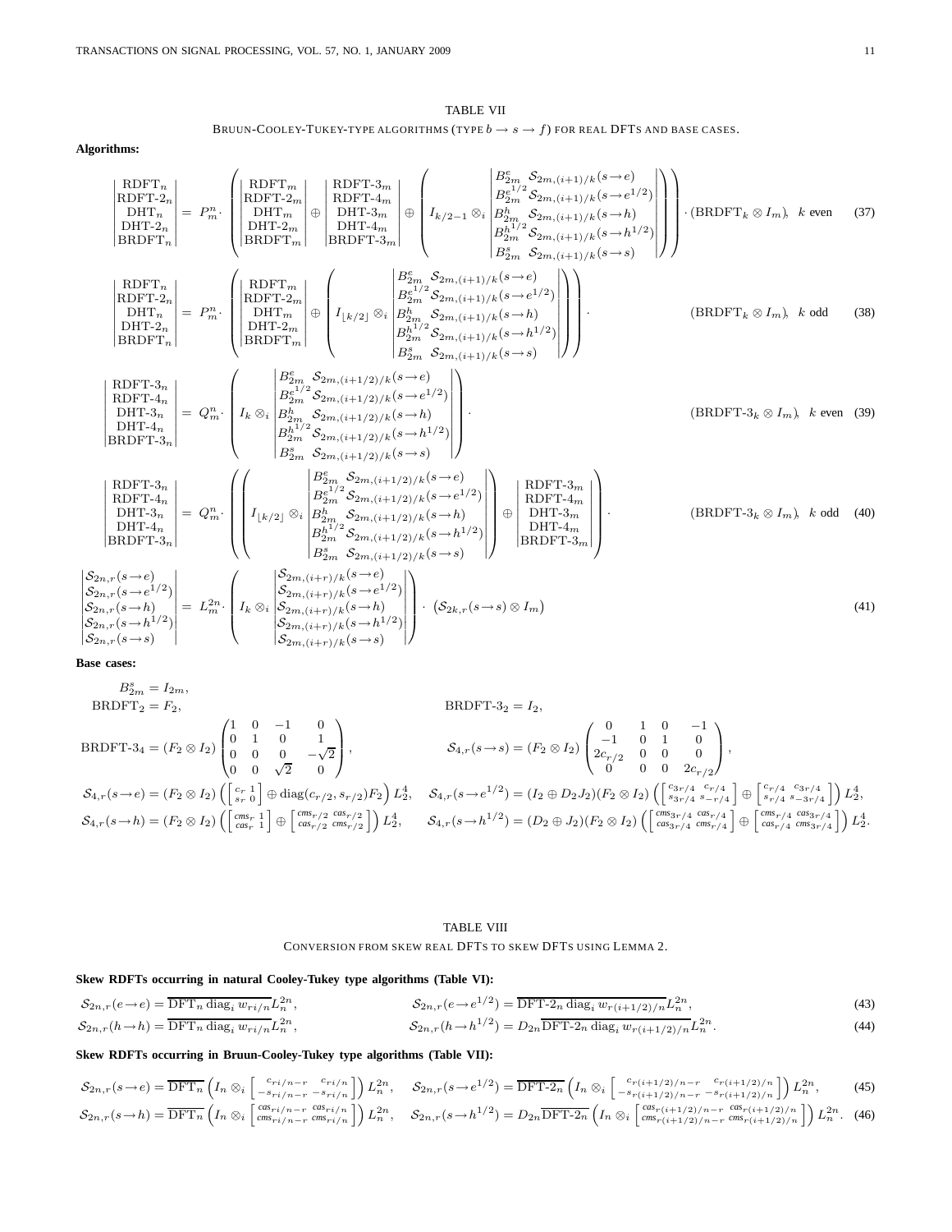TABLE VII

BRUUN-COOLEY-TUKEY-TYPE ALGORITHMS (TYPE $b \to s \to f$) FOR REAL DFTS AND BASE CASES.

**Algorithms:**

$$\begin{vmatrix} \mathrm{RDFT}_n \\ \mathrm{RDFT\text{-}2}_n \\ \mathrm{DHT}_n \\ \mathrm{DHT\text{-}2}_n \\ \mathrm{BRDFT}_n \end{vmatrix} = P_m^n \cdot \left( \begin{vmatrix} \mathrm{RDFT}_m \\ \mathrm{RDFT\text{-}2}_m \\ \mathrm{DHT}_m \\ \mathrm{DHT\text{-}2}_m \\ \mathrm{BRDFT}_m \end{vmatrix} \oplus \begin{vmatrix} \mathrm{RDFT\text{-}3}_m \\ \mathrm{RDFT\text{-}4}_m \\ \mathrm{DHT\text{-}3}_m \\ \mathrm{DHT\text{-}4}_m \\ \mathrm{BRDFT\text{-}3}_m \end{vmatrix} \oplus \left( I_{k/2-1} \otimes_i \begin{vmatrix} B_{2m}^e \ \mathcal{S}_{2m,(i+1)/k}(s \to e) \\ B_{2m}^{e^{1/2}} \mathcal{S}_{2m,(i+1)/k}(s \to e^{1/2}) \\ B_{2m}^h \ \mathcal{S}_{2m,(i+1)/k}(s \to h) \\ B_{2m}^{h^{1/2}} \mathcal{S}_{2m,(i+1)/k}(s \to h^{1/2}) \\ B_{2m}^s \ \mathcal{S}_{2m,(i+1)/k}(s \to s) \end{vmatrix} \right) \right) \cdot (\mathrm{BRDFT}_k \otimes I_m), \quad k \text{ even} \tag{37}$$

$$\begin{vmatrix} \mathrm{RDFT}_n \\ \mathrm{RDFT\text{-}2}_n \\ \mathrm{DHT}_n \\ \mathrm{DHT\text{-}2}_n \\ \mathrm{BRDFT}_n \end{vmatrix} = P_m^n \cdot \left( \begin{vmatrix} \mathrm{RDFT}_m \\ \mathrm{RDFT\text{-}2}_m \\ \mathrm{DHT}_m \\ \mathrm{DHT\text{-}2}_m \\ \mathrm{BRDFT}_m \end{vmatrix} \oplus \left( I_{\lfloor k/2 \rfloor} \otimes_i \begin{vmatrix} B_{2m}^e \ \mathcal{S}_{2m,(i+1)/k}(s \to e) \\ B_{2m}^{e^{1/2}} \mathcal{S}_{2m,(i+1)/k}(s \to e^{1/2}) \\ B_{2m}^h \ \mathcal{S}_{2m,(i+1)/k}(s \to h) \\ B_{2m}^{h^{1/2}} \mathcal{S}_{2m,(i+1)/k}(s \to h^{1/2}) \\ B_{2m}^s \ \mathcal{S}_{2m,(i+1)/k}(s \to s) \end{vmatrix} \right) \right) \cdot \qquad (\mathrm{BRDFT}_k \otimes I_m), \quad k \text{ odd} \tag{38}$$

$$\begin{vmatrix} \mathrm{RDFT\text{-}3}_n \\ \mathrm{RDFT\text{-}4}_n \\ \mathrm{DHT\text{-}3}_n \\ \mathrm{DHT\text{-}4}_n \\ \mathrm{BRDFT\text{-}3}_n \end{vmatrix} = Q_m^n \cdot \left( I_k \otimes_i \begin{vmatrix} B_{2m}^e \ \mathcal{S}_{2m,(i+1/2)/k}(s \to e) \\ B_{2m}^{e^{1/2}} \mathcal{S}_{2m,(i+1/2)/k}(s \to e^{1/2}) \\ B_{2m}^h \ \mathcal{S}_{2m,(i+1/2)/k}(s \to h) \\ B_{2m}^{h^{1/2}} \mathcal{S}_{2m,(i+1/2)/k}(s \to h^{1/2}) \\ B_{2m}^s \ \mathcal{S}_{2m,(i+1/2)/k}(s \to s) \end{vmatrix} \right) \cdot \qquad (\mathrm{BRDFT\text{-}3}_k \otimes I_m), \quad k \text{ even} \tag{39}$$

$$\begin{vmatrix} \mathrm{RDFT\text{-}3}_n \\ \mathrm{RDFT\text{-}4}_n \\ \mathrm{DHT\text{-}3}_n \\ \mathrm{DHT\text{-}4}_n \\ \mathrm{BRDFT\text{-}3}_n \end{vmatrix} = Q_m^n \cdot \left( \left( I_{\lfloor k/2 \rfloor} \otimes_i \begin{vmatrix} B_{2m}^e \ \mathcal{S}_{2m,(i+1/2)/k}(s \to e) \\ B_{2m}^{e^{1/2}} \mathcal{S}_{2m,(i+1/2)/k}(s \to e^{1/2}) \\ B_{2m}^h \ \mathcal{S}_{2m,(i+1/2)/k}(s \to h) \\ B_{2m}^{h^{1/2}} \mathcal{S}_{2m,(i+1/2)/k}(s \to h^{1/2}) \\ B_{2m}^s \ \mathcal{S}_{2m,(i+1/2)/k}(s \to s) \end{vmatrix} \right) \oplus \begin{vmatrix} \mathrm{RDFT\text{-}3}_m \\ \mathrm{RDFT\text{-}4}_m \\ \mathrm{DHT\text{-}3}_m \\ \mathrm{DHT\text{-}4}_m \\ \mathrm{BRDFT\text{-}3}_m \end{vmatrix} \right) \cdot \qquad (\mathrm{BRDFT\text{-}3}_k \otimes I_m), \quad k \text{ odd} \tag{40}$$

$$\begin{vmatrix} \mathcal{S}_{2n,r}(s \to e) \\ \mathcal{S}_{2n,r}(s \to e^{1/2}) \\ \mathcal{S}_{2n,r}(s \to h) \\ \mathcal{S}_{2n,r}(s \to h^{1/2}) \\ \mathcal{S}_{2n,r}(s \to s) \end{vmatrix} = L_m^{2n} \cdot \left( I_k \otimes_i \begin{vmatrix} \mathcal{S}_{2m,(i+r)/k}(s \to e) \\ \mathcal{S}_{2m,(i+r)/k}(s \to e^{1/2}) \\ \mathcal{S}_{2m,(i+r)/k}(s \to h) \\ \mathcal{S}_{2m,(i+r)/k}(s \to h^{1/2}) \\ \mathcal{S}_{2m,(i+r)/k}(s \to s) \end{vmatrix} \right) \cdot \left( \mathcal{S}_{2k,r}(s \to s) \otimes I_m \right) \tag{41}$$

**Base cases:**

$$B_{2m}^s = I_{2m},$$

$$\mathrm{BRDFT}_2 = F_2, \qquad \mathrm{BRDFT\text{-}3}_2 = I_2,$$

$$\mathrm{BRDFT\text{-}3}_4 = (F_2 \otimes I_2) \begin{pmatrix} 1 & 0 & -1 & 0 \\ 0 & 1 & 0 & 1 \\ 0 & 0 & 0 & -\sqrt{2} \\ 0 & 0 & \sqrt{2} & 0 \end{pmatrix}, \qquad \mathcal{S}_{4,r}(s \to s) = (F_2 \otimes I_2) \begin{pmatrix} 0 & 1 & 0 & -1 \\ -1 & 0 & 1 & 0 \\ 2c_{r/2} & 0 & 0 & 0 \\ 0 & 0 & 0 & 2c_{r/2} \end{pmatrix},$$

$$\mathcal{S}_{4,r}(s \to e) = (F_2 \otimes I_2) \left( \begin{bmatrix} c_r & 1 \\ s_r & 0 \end{bmatrix} \oplus \mathrm{diag}(c_{r/2}, s_{r/2}) F_2 \right) L_2^4, \quad \mathcal{S}_{4,r}(s \to e^{1/2}) = (I_2 \oplus D_2 J_2)(F_2 \otimes I_2) \left( \begin{bmatrix} c_{3r/4} & c_{r/4} \\ s_{3r/4} & s_{-r/4} \end{bmatrix} \oplus \begin{bmatrix} c_{r/4} & c_{3r/4} \\ s_{r/4} & s_{-3r/4} \end{bmatrix} \right) L_2^4,$$

$$\mathcal{S}_{4,r}(s \to h) = (F_2 \otimes I_2) \left( \begin{bmatrix} cms_r & 1 \\ cas_r & 1 \end{bmatrix} \oplus \begin{bmatrix} cms_{r/2} & cas_{r/2} \\ cas_{r/2} & cms_{r/2} \end{bmatrix} \right) L_2^4, \quad \mathcal{S}_{4,r}(s \to h^{1/2}) = (D_2 \oplus J_2)(F_2 \otimes I_2) \left( \begin{bmatrix} cms_{3r/4} & cas_{r/4} \\ cas_{3r/4} & cms_{r/4} \end{bmatrix} \oplus \begin{bmatrix} cms_{r/4} & cas_{3r/4} \\ cas_{r/4} & cms_{3r/4} \end{bmatrix} \right) L_2^4.$$

TABLE VIII

CONVERSION FROM SKEW REAL DFTS TO SKEW DFTS USING LEMMA 2.

**Skew RDFTs occurring in natural Cooley-Tukey type algorithms (Table VI):**

$$\mathcal{S}_{2n,r}(e \to e) = \overline{\mathrm{DFT}_n \, \mathrm{diag}_i \, w_{ri/n} L_n^{2n}}, \qquad \mathcal{S}_{2n,r}(e \to e^{1/2}) = \overline{\mathrm{DFT\text{-}2}_n \, \mathrm{diag}_i \, w_{r(i+1/2)/n} L_n^{2n}}, \tag{43}$$

$$\mathcal{S}_{2n,r}(h \to h) = \overline{\mathrm{DFT}_n \, \mathrm{diag}_i \, w_{ri/n} L_n^{2n}}, \qquad \mathcal{S}_{2n,r}(h \to h^{1/2}) = D_{2n} \overline{\mathrm{DFT\text{-}2}_n \, \mathrm{diag}_i \, w_{r(i+1/2)/n} L_n^{2n}}. \tag{44}$$

**Skew RDFTs occurring in Bruun-Cooley-Tukey type algorithms (Table VII):**

$$\mathcal{S}_{2n,r}(s \to e) = \overline{\mathrm{DFT}_n} \left( I_n \otimes_i \begin{bmatrix} c_{ri/n-r} & c_{ri/n} \\ -s_{ri/n-r} & -s_{ri/n} \end{bmatrix} \right) L_n^{2n}, \quad \mathcal{S}_{2n,r}(s \to e^{1/2}) = \overline{\mathrm{DFT\text{-}2}_n} \left( I_n \otimes_i \begin{bmatrix} c_{r(i+1/2)/n-r} & c_{r(i+1/2)/n} \\ -s_{r(i+1/2)/n-r} & -s_{r(i+1/2)/n} \end{bmatrix} \right) L_n^{2n}, \tag{45}$$

$$\mathcal{S}_{2n,r}(s \to h) = \overline{\mathrm{DFT}_n} \left( I_n \otimes_i \begin{bmatrix} cas_{ri/n-r} & cas_{ri/n} \\ cms_{ri/n-r} & cms_{ri/n} \end{bmatrix} \right) L_n^{2n}, \quad \mathcal{S}_{2n,r}(s \to h^{1/2}) = D_{2n} \overline{\mathrm{DFT\text{-}2}_n} \left( I_n \otimes_i \begin{bmatrix} cas_{r(i+1/2)/n-r} & cas_{r(i+1/2)/n} \\ cms_{r(i+1/2)/n-r} & cms_{r(i+1/2)/n} \end{bmatrix} \right) L_n^{2n}. \tag{46}$$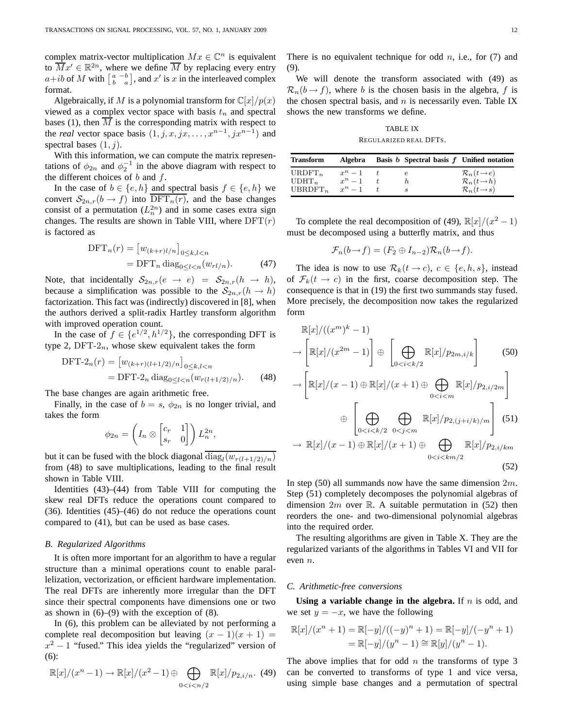complex matrix-vector multiplication $Mx \in \mathbb{C}^n$ is equivalent to $\overline{M}x' \in \mathbb{R}^{2n}$, where we define $\overline{M}$ by replacing every entry $a+ib$ of $M$ with $\left[\begin{smallmatrix} a & -b \\ b & a \end{smallmatrix}\right]$, and $x'$ is $x$ in the interleaved complex format.

Algebraically, if $M$ is a polynomial transform for $\mathbb{C}[x]/p(x)$ viewed as a complex vector space with basis $t_n$ and spectral bases (1), then $\overline{M}$ is the corresponding matrix with respect to the *real* vector space basis $(1, j, x, jx, \ldots, x^{n-1}, jx^{n-1})$ and spectral bases $(1, j)$.

With this information, we can compute the matrix representations of $\phi_{2n}$ and $\phi_2^{-1}$ in the above diagram with respect to the different choices of $b$ and $f$.

In the case of $b \in \{e, h\}$ and spectral basis $f \in \{e, h\}$ we convert $\mathcal{S}_{2n,r}(b \to f)$ into $\overline{\mathrm{DFT}_n(r)}$, and the base changes consist of a permutation ($L_n^{2n}$) and in some cases extra sign changes. The results are shown in Table VIII, where $\mathrm{DFT}(r)$ is factored as

$$\begin{aligned}\mathrm{DFT}_n(r) &= \left[w_{(k+r)l/n}\right]_{0 \le k,l<n} \\ &= \mathrm{DFT}_n \operatorname{diag}_{0 \le l<n}(w_{rl/n}).\end{aligned} \tag{47}$$

Note, that incidentally $\mathcal{S}_{2n,r}(e \to e) = \mathcal{S}_{2n,r}(h \to h)$, because a simplification was possible to the $\mathcal{S}_{2n,r}(h \to h)$ factorization. This fact was (indirectly) discovered in [8], when the authors derived a split-radix Hartley transform algorithm with improved operation count.

In the case of $f \in \{e^{1/2}, h^{1/2}\}$, the corresponding DFT is type 2, $\mathrm{DFT}\text{-}2_n$, whose skew equivalent takes the form

$$\begin{aligned}\mathrm{DFT}\text{-}2_n(r) &= \left[w_{(k+r)(l+1/2)/n}\right]_{0 \le k,l<n} \\ &= \mathrm{DFT}\text{-}2_n \operatorname{diag}_{0 \le l<n}(w_{r(l+1/2)/n}).\end{aligned} \tag{48}$$

The base changes are again arithmetic free.

Finally, in the case of $b = s$, $\phi_{2n}$ is no longer trivial, and takes the form

$$\phi_{2n} = \left(I_n \otimes \begin{bmatrix} c_r & 1 \\ s_r & 0 \end{bmatrix}\right) L_n^{2n},$$

but it can be fused with the block diagonal $\overline{\operatorname{diag}_l(w_{r(l+1/2)/n})}$ from (48) to save multiplications, leading to the final result shown in Table VIII.

Identities (43)–(44) from Table VIII for computing the skew real DFTs reduce the operations count compared to (36). Identities (45)–(46) do not reduce the operations count compared to (41), but can be used as base cases.

### B. Regularized Algorithms

It is often more important for an algorithm to have a regular structure than a minimal operations count to enable parallelization, vectorization, or efficient hardware implementation. The real DFTs are inherently more irregular than the DFT since their spectral components have dimensions one or two as shown in (6)–(9) with the exception of (8).

In (6), this problem can be alleviated by not performing a complete real decomposition but leaving $(x-1)(x+1) = x^2 - 1$ "fused." This idea yields the "regularized" version of (6):

$$\mathbb{R}[x]/(x^n - 1) \to \mathbb{R}[x]/(x^2 - 1) \oplus \bigoplus_{0<i<n/2} \mathbb{R}[x]/p_{2,i/n}. \tag{49}$$

There is no equivalent technique for odd $n$, i.e., for (7) and (9).

We will denote the transform associated with (49) as $\mathcal{R}_n(b \to f)$, where $b$ is the chosen basis in the algebra, $f$ is the chosen spectral basis, and $n$ is necessarily even. Table IX shows the new transforms we define.

TABLE IX
REGULARIZED REAL DFTS.

| Transform | Algebra | Basis $b$ | Spectral basis $f$ | Unified notation |
|---|---|---|---|---|
| $\mathrm{URDFT}_n$ | $x^n - 1$ | $t$ | $e$ | $\mathcal{R}_n(t \to e)$ |
| $\mathrm{UDHT}_n$ | $x^n - 1$ | $t$ | $h$ | $\mathcal{R}_n(t \to h)$ |
| $\mathrm{UBRDFT}_n$ | $x^n - 1$ | $t$ | $s$ | $\mathcal{R}_n(t \to s)$ |

To complete the real decomposition of (49), $\mathbb{R}[x]/(x^2 - 1)$ must be decomposed using a butterfly matrix, and thus

$$\mathcal{F}_n(b \to f) = (F_2 \oplus I_{n-2})\mathcal{R}_n(b \to f).$$

The idea is now to use $\mathcal{R}_k(t \to c)$, $c \in \{e, h, s\}$, instead of $\mathcal{F}_k(t \to c)$ in the first, coarse decomposition step. The consequence is that in (19) the first two summands stay fused. More precisely, the decomposition now takes the regularized form

$$\begin{aligned}
&\mathbb{R}[x]/((x^m)^k - 1) \\
&\to \left[\mathbb{R}[x]/(x^{2m} - 1)\right] \oplus \left[\bigoplus_{0<i<k/2} \mathbb{R}[x]/p_{2m,i/k}\right] && (50) \\
&\to \left[\mathbb{R}[x]/(x-1) \oplus \mathbb{R}[x]/(x+1) \oplus \bigoplus_{0<i<m} \mathbb{R}[x]/p_{2,i/2m}\right] \\
&\qquad \oplus \left[\bigoplus_{0<i<k/2} \bigoplus_{0<j<m} \mathbb{R}[x]/p_{2,(j+i/k)/m}\right] && (51) \\
&\to \mathbb{R}[x]/(x-1) \oplus \mathbb{R}[x]/(x+1) \oplus \bigoplus_{0<i<km/2} \mathbb{R}[x]/p_{2,i/km} && (52)
\end{aligned}$$

In step (50) all summands now have the same dimension $2m$. Step (51) completely decomposes the polynomial algebras of dimension $2m$ over $\mathbb{R}$. A suitable permutation in (52) then reorders the one- and two-dimensional polynomial algebras into the required order.

The resulting algorithms are given in Table X. They are the regularized variants of the algorithms in Tables VI and VII for even $n$.

### C. Arithmetic-free conversions

**Using a variable change in the algebra.** If $n$ is odd, and we set $y = -x$, we have the following

$$\begin{aligned}\mathbb{R}[x]/(x^n + 1) &= \mathbb{R}[-y]/((-y)^n + 1) = \mathbb{R}[-y]/(-y^n + 1) \\ &= \mathbb{R}[-y]/(y^n - 1) \cong \mathbb{R}[y]/(y^n - 1).\end{aligned}$$

The above implies that for odd $n$ the transforms of type 3 can be converted to transforms of type 1 and vice versa, using simple base changes and a permutation of spectral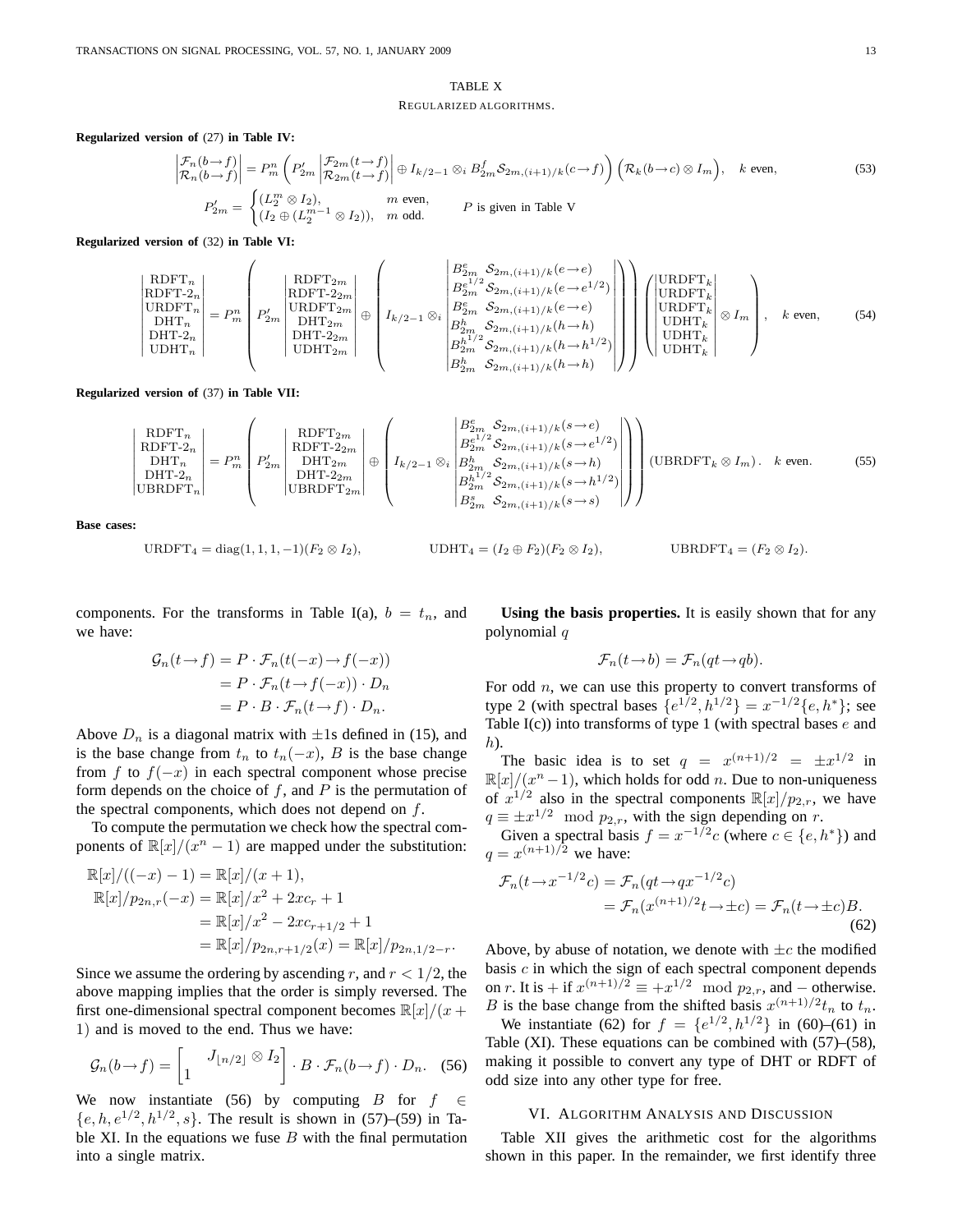TABLE X

REGULARIZED ALGORITHMS.

**Regularized version of** (27) **in Table IV:**

$$\begin{vmatrix}\mathcal{F}_n(b\to f)\\ \mathcal{R}_n(b\to f)\end{vmatrix} = P_m^n \left( P'_{2m} \begin{vmatrix}\mathcal{F}_{2m}(t\to f)\\ \mathcal{R}_{2m}(t\to f)\end{vmatrix} \oplus I_{k/2-1} \otimes_i B_{2m}^f \mathcal{S}_{2m,(i+1)/k}(c\to f) \right) \left( \mathcal{R}_k(b\to c) \otimes I_m \right), \quad k \text{ even}, \tag{53}$$

$$P'_{2m} = \begin{cases} (L_2^m \otimes I_2), & m \text{ even}, \\ (I_2 \oplus (L_2^{m-1} \otimes I_2)), & m \text{ odd}. \end{cases} \qquad P \text{ is given in Table V}$$

**Regularized version of** (32) **in Table VI:**

$$\begin{vmatrix}\mathrm{RDFT}_n\\ \mathrm{RDFT\text{-}2}_n\\ \mathrm{URDFT}_n\\ \mathrm{DHT}_n\\ \mathrm{DHT\text{-}2}_n\\ \mathrm{UDHT}_n\end{vmatrix} = P_m^n \left( P'_{2m} \begin{vmatrix}\mathrm{RDFT}_{2m}\\ \mathrm{RDFT\text{-}2}_{2m}\\ \mathrm{URDFT}_{2m}\\ \mathrm{DHT}_{2m}\\ \mathrm{DHT\text{-}2}_{2m}\\ \mathrm{UDHT}_{2m}\end{vmatrix} \oplus \left( I_{k/2-1} \otimes_i \begin{vmatrix} B_{2m}^e \ \mathcal{S}_{2m,(i+1)/k}(e\to e)\\ B_{2m}^{e^{1/2}} \mathcal{S}_{2m,(i+1)/k}(e\to e^{1/2})\\ B_{2m}^e \ \mathcal{S}_{2m,(i+1)/k}(e\to e)\\ B_{2m}^h \ \mathcal{S}_{2m,(i+1)/k}(h\to h)\\ B_{2m}^{h^{1/2}} \mathcal{S}_{2m,(i+1)/k}(h\to h^{1/2})\\ B_{2m}^h \ \mathcal{S}_{2m,(i+1)/k}(h\to h)\end{vmatrix} \right) \right) \left( \begin{vmatrix}\mathrm{URDFT}_k\\ \mathrm{URDFT}_k\\ \mathrm{URDFT}_k\\ \mathrm{UDHT}_k\\ \mathrm{UDHT}_k\\ \mathrm{UDHT}_k\end{vmatrix} \otimes I_m \right), \quad k \text{ even}, \tag{54}$$

**Regularized version of** (37) **in Table VII:**

$$\begin{vmatrix}\mathrm{RDFT}_n\\ \mathrm{RDFT\text{-}2}_n\\ \mathrm{DHT}_n\\ \mathrm{DHT\text{-}2}_n\\ \mathrm{UBRDFT}_n\end{vmatrix} = P_m^n \left( P'_{2m} \begin{vmatrix}\mathrm{RDFT}_{2m}\\ \mathrm{RDFT\text{-}2}_{2m}\\ \mathrm{DHT}_{2m}\\ \mathrm{DHT\text{-}2}_{2m}\\ \mathrm{UBRDFT}_{2m}\end{vmatrix} \oplus \left( I_{k/2-1} \otimes_i \begin{vmatrix} B_{2m}^e \ \mathcal{S}_{2m,(i+1)/k}(s\to e)\\ B_{2m}^{e^{1/2}} \mathcal{S}_{2m,(i+1)/k}(s\to e^{1/2})\\ B_{2m}^h \ \mathcal{S}_{2m,(i+1)/k}(s\to h)\\ B_{2m}^{h^{1/2}} \mathcal{S}_{2m,(i+1)/k}(s\to h^{1/2})\\ B_{2m}^s \ \mathcal{S}_{2m,(i+1)/k}(s\to s)\end{vmatrix} \right) \right) (\mathrm{UBRDFT}_k \otimes I_m). \quad k \text{ even}. \tag{55}$$

**Base cases:**

$$\mathrm{URDFT}_4 = \mathrm{diag}(1,1,1,-1)(F_2 \otimes I_2), \qquad \mathrm{UDHT}_4 = (I_2 \oplus F_2)(F_2 \otimes I_2), \qquad \mathrm{UBRDFT}_4 = (F_2 \otimes I_2).$$

components. For the transforms in Table I(a), $b = t_n$, and we have:

$$\begin{aligned}\mathcal{G}_n(t\to f) &= P \cdot \mathcal{F}_n(t(-x)\to f(-x))\\ &= P \cdot \mathcal{F}_n(t\to f(-x)) \cdot D_n\\ &= P \cdot B \cdot \mathcal{F}_n(t\to f) \cdot D_n.\end{aligned}$$

Above $D_n$ is a diagonal matrix with $\pm 1$s defined in (15), and is the base change from $t_n$ to $t_n(-x)$, $B$ is the base change from $f$ to $f(-x)$ in each spectral component whose precise form depends on the choice of $f$, and $P$ is the permutation of the spectral components, which does not depend on $f$.

To compute the permutation we check how the spectral components of $\mathbb{R}[x]/(x^n - 1)$ are mapped under the substitution:

$$\begin{aligned}\mathbb{R}[x]/((-x)-1) &= \mathbb{R}[x]/(x+1),\\ \mathbb{R}[x]/p_{2n,r}(-x) &= \mathbb{R}[x]/x^2 + 2xc_r + 1\\ &= \mathbb{R}[x]/x^2 - 2xc_{r+1/2} + 1\\ &= \mathbb{R}[x]/p_{2n,r+1/2}(x) = \mathbb{R}[x]/p_{2n,1/2-r}.\end{aligned}$$

Since we assume the ordering by ascending $r$, and $r < 1/2$, the above mapping implies that the order is simply reversed. The first one-dimensional spectral component becomes $\mathbb{R}[x]/(x+1)$ and is moved to the end. Thus we have:

$$\mathcal{G}_n(b\to f) = \begin{bmatrix} & J_{\lfloor n/2 \rfloor} \otimes I_2 \\ 1 & \end{bmatrix} \cdot B \cdot \mathcal{F}_n(b\to f) \cdot D_n. \tag{56}$$

We now instantiate (56) by computing $B$ for $f \in \{e, h, e^{1/2}, h^{1/2}, s\}$. The result is shown in (57)–(59) in Table XI. In the equations we fuse $B$ with the final permutation into a single matrix.

**Using the basis properties.** It is easily shown that for any polynomial $q$

$$\mathcal{F}_n(t\to b) = \mathcal{F}_n(qt\to qb).$$

For odd $n$, we can use this property to convert transforms of type 2 (with spectral bases $\{e^{1/2}, h^{1/2}\} = x^{-1/2}\{e, h^*\}$; see Table I(c)) into transforms of type 1 (with spectral bases $e$ and $h$).

The basic idea is to set $q = x^{(n+1)/2} = \pm x^{1/2}$ in $\mathbb{R}[x]/(x^n - 1)$, which holds for odd $n$. Due to non-uniqueness of $x^{1/2}$ also in the spectral components $\mathbb{R}[x]/p_{2,r}$, we have $q \equiv \pm x^{1/2} \mod p_{2,r}$, with the sign depending on $r$.

Given a spectral basis $f = x^{-1/2}c$ (where $c \in \{e, h^*\}$) and $q = x^{(n+1)/2}$ we have:

$$\begin{aligned}\mathcal{F}_n(t\to x^{-1/2}c) &= \mathcal{F}_n(qt\to qx^{-1/2}c)\\ &= \mathcal{F}_n(x^{(n+1)/2}t\to \pm c) = \mathcal{F}_n(t\to \pm c)B.\end{aligned} \tag{62}$$

Above, by abuse of notation, we denote with $\pm c$ the modified basis $c$ in which the sign of each spectral component depends on $r$. It is $+$ if $x^{(n+1)/2} \equiv +x^{1/2} \mod p_{2,r}$, and $-$ otherwise. $B$ is the base change from the shifted basis $x^{(n+1)/2}t_n$ to $t_n$.

We instantiate (62) for $f = \{e^{1/2}, h^{1/2}\}$ in (60)–(61) in Table (XI). These equations can be combined with (57)–(58), making it possible to convert any type of DHT or RDFT of odd size into any other type for free.

## VI. Algorithm Analysis and Discussion

Table XII gives the arithmetic cost for the algorithms shown in this paper. In the remainder, we first identify three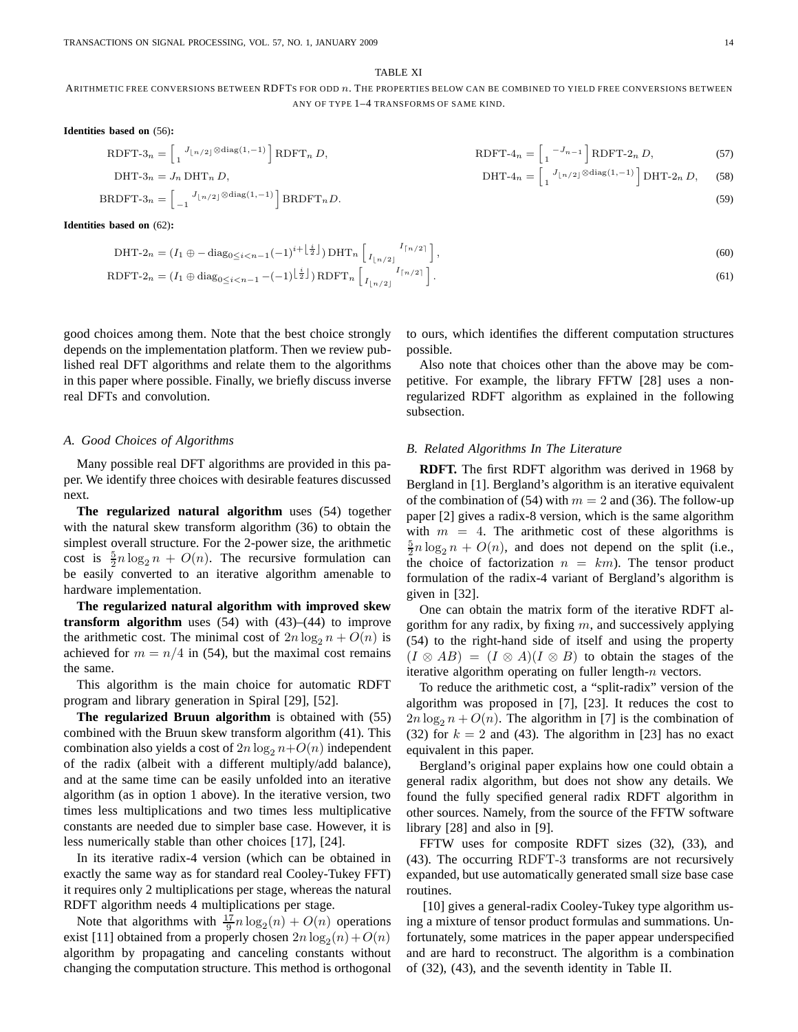TABLE XI

ARITHMETIC FREE CONVERSIONS BETWEEN RDFTS FOR ODD $n$. THE PROPERTIES BELOW CAN BE COMBINED TO YIELD FREE CONVERSIONS BETWEEN ANY OF TYPE 1–4 TRANSFORMS OF SAME KIND.

**Identities based on** (56)**:**

$$\text{RDFT-3}_n = \begin{bmatrix} & J_{\lfloor n/2 \rfloor} \otimes \text{diag}(1,-1) \\ 1 & \end{bmatrix} \text{RDFT}_n\, D, \qquad \text{RDFT-4}_n = \begin{bmatrix} & -J_{n-1} \\ 1 & \end{bmatrix} \text{RDFT-2}_n\, D, \tag{57}$$

$$\text{DHT-3}_n = J_n\, \text{DHT}_n\, D, \qquad \text{DHT-4}_n = \begin{bmatrix} & J_{\lfloor n/2 \rfloor} \otimes \text{diag}(1,-1) \\ 1 & \end{bmatrix} \text{DHT-2}_n\, D, \tag{58}$$

$$\text{BRDFT-3}_n = \begin{bmatrix} & J_{\lfloor n/2 \rfloor} \otimes \text{diag}(1,-1) \\ -1 & \end{bmatrix} \text{BRDFT}_n D. \tag{59}$$

**Identities based on** (62)**:**

$$\text{DHT-2}_n = (I_1 \oplus -\text{diag}_{0 \le i < n-1}(-1)^{i + \lfloor \frac{i}{2} \rfloor})\, \text{DHT}_n \begin{bmatrix} & I_{\lceil n/2 \rceil} \\ I_{\lfloor n/2 \rfloor} & \end{bmatrix}, \tag{60}$$

$$\text{RDFT-2}_n = (I_1 \oplus \text{diag}_{0 \le i < n-1} -(-1)^{\lfloor \frac{i}{2} \rfloor})\, \text{RDFT}_n \begin{bmatrix} & I_{\lceil n/2 \rceil} \\ I_{\lfloor n/2 \rfloor} & \end{bmatrix}. \tag{61}$$

good choices among them. Note that the best choice strongly depends on the implementation platform. Then we review published real DFT algorithms and relate them to the algorithms in this paper where possible. Finally, we briefly discuss inverse real DFTs and convolution.

### A. Good Choices of Algorithms

Many possible real DFT algorithms are provided in this paper. We identify three choices with desirable features discussed next.

**The regularized natural algorithm** uses (54) together with the natural skew transform algorithm (36) to obtain the simplest overall structure. For the 2-power size, the arithmetic cost is $\frac{5}{2} n \log_2 n + O(n)$. The recursive formulation can be easily converted to an iterative algorithm amenable to hardware implementation.

**The regularized natural algorithm with improved skew transform algorithm** uses (54) with (43)–(44) to improve the arithmetic cost. The minimal cost of $2n \log_2 n + O(n)$ is achieved for $m = n/4$ in (54), but the maximal cost remains the same.

This algorithm is the main choice for automatic RDFT program and library generation in Spiral [29], [52].

**The regularized Bruun algorithm** is obtained with (55) combined with the Bruun skew transform algorithm (41). This combination also yields a cost of $2n \log_2 n + O(n)$ independent of the radix (albeit with a different multiply/add balance), and at the same time can be easily unfolded into an iterative algorithm (as in option 1 above). In the iterative version, two times less multiplications and two times less multiplicative constants are needed due to simpler base case. However, it is less numerically stable than other choices [17], [24].

In its iterative radix-4 version (which can be obtained in exactly the same way as for standard real Cooley-Tukey FFT) it requires only 2 multiplications per stage, whereas the natural RDFT algorithm needs 4 multiplications per stage.

Note that algorithms with $\frac{17}{9} n \log_2(n) + O(n)$ operations exist [11] obtained from a properly chosen $2n \log_2(n) + O(n)$ algorithm by propagating and canceling constants without changing the computation structure. This method is orthogonal to ours, which identifies the different computation structures possible.

Also note that choices other than the above may be competitive. For example, the library FFTW [28] uses a non-regularized RDFT algorithm as explained in the following subsection.

### B. Related Algorithms In The Literature

**RDFT.** The first RDFT algorithm was derived in 1968 by Bergland in [1]. Bergland's algorithm is an iterative equivalent of the combination of (54) with $m = 2$ and (36). The follow-up paper [2] gives a radix-8 version, which is the same algorithm with $m = 4$. The arithmetic cost of these algorithms is $\frac{5}{2} n \log_2 n + O(n)$, and does not depend on the split (i.e., the choice of factorization $n = km$). The tensor product formulation of the radix-4 variant of Bergland's algorithm is given in [32].

One can obtain the matrix form of the iterative RDFT algorithm for any radix, by fixing $m$, and successively applying (54) to the right-hand side of itself and using the property $(I \otimes AB) = (I \otimes A)(I \otimes B)$ to obtain the stages of the iterative algorithm operating on fuller length-$n$ vectors.

To reduce the arithmetic cost, a "split-radix" version of the algorithm was proposed in [7], [23]. It reduces the cost to $2n \log_2 n + O(n)$. The algorithm in [7] is the combination of (32) for $k = 2$ and (43). The algorithm in [23] has no exact equivalent in this paper.

Bergland's original paper explains how one could obtain a general radix algorithm, but does not show any details. We found the fully specified general radix RDFT algorithm in other sources. Namely, from the source of the FFTW software library [28] and also in [9].

FFTW uses for composite RDFT sizes (32), (33), and (43). The occurring RDFT-3 transforms are not recursively expanded, but use automatically generated small size base case routines.

[10] gives a general-radix Cooley-Tukey type algorithm using a mixture of tensor product formulas and summations. Unfortunately, some matrices in the paper appear underspecified and are hard to reconstruct. The algorithm is a combination of (32), (43), and the seventh identity in Table II.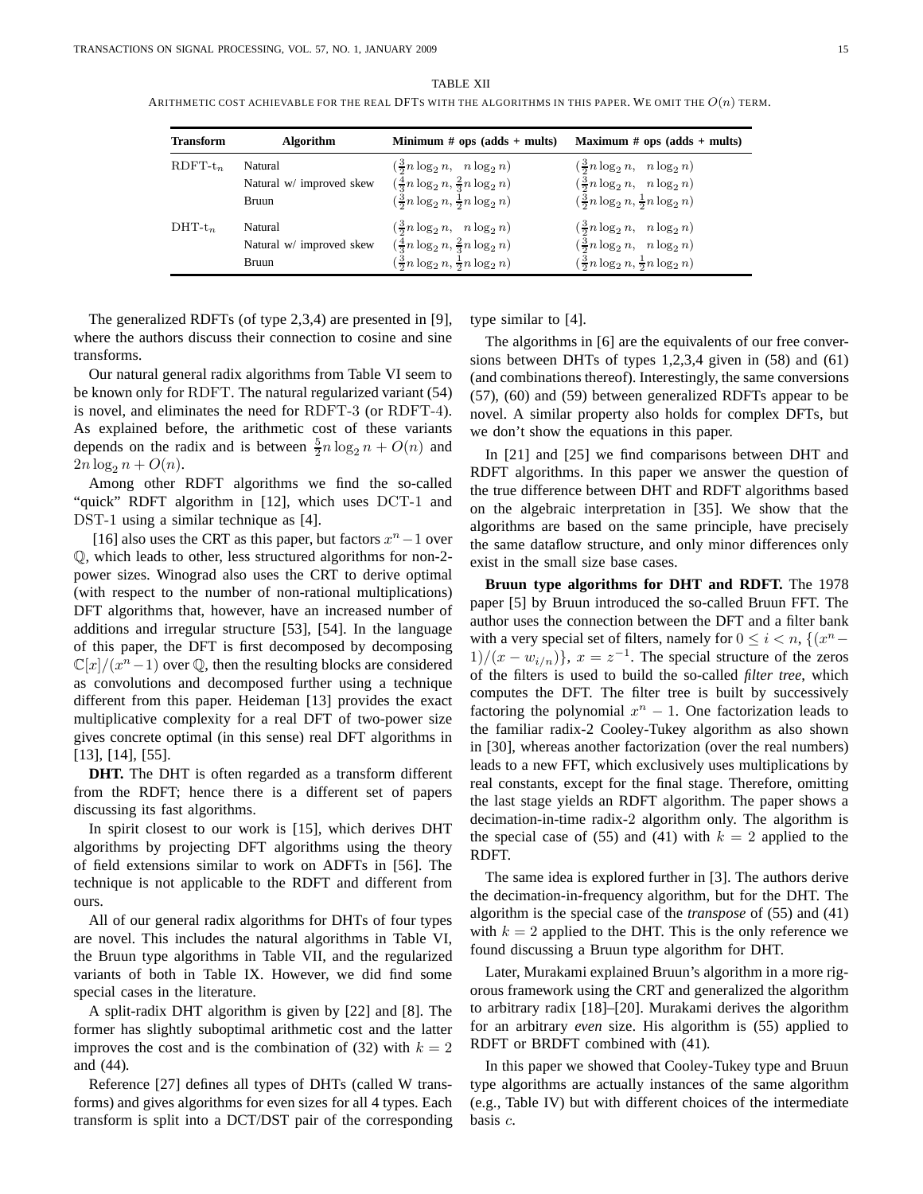TABLE XII

ARITHMETIC COST ACHIEVABLE FOR THE REAL DFTS WITH THE ALGORITHMS IN THIS PAPER. WE OMIT THE $O(n)$ TERM.

| Transform | Algorithm | Minimum # ops (adds + mults) | Maximum # ops (adds + mults) |
|---|---|---|---|
| $\mathrm{RDFT\text{-}t}_n$ | Natural | $(\frac{3}{2}n\log_2 n,\quad n\log_2 n)$ | $(\frac{3}{2}n\log_2 n,\quad n\log_2 n)$ |
| | Natural w/ improved skew | $(\frac{4}{3}n\log_2 n, \frac{2}{3}n\log_2 n)$ | $(\frac{3}{2}n\log_2 n,\quad n\log_2 n)$ |
| | Bruun | $(\frac{3}{2}n\log_2 n, \frac{1}{2}n\log_2 n)$ | $(\frac{3}{2}n\log_2 n, \frac{1}{2}n\log_2 n)$ |
| $\mathrm{DHT\text{-}t}_n$ | Natural | $(\frac{3}{2}n\log_2 n,\quad n\log_2 n)$ | $(\frac{3}{2}n\log_2 n,\quad n\log_2 n)$ |
| | Natural w/ improved skew | $(\frac{4}{3}n\log_2 n, \frac{2}{3}n\log_2 n)$ | $(\frac{3}{2}n\log_2 n,\quad n\log_2 n)$ |
| | Bruun | $(\frac{3}{2}n\log_2 n, \frac{1}{2}n\log_2 n)$ | $(\frac{3}{2}n\log_2 n, \frac{1}{2}n\log_2 n)$ |

The generalized RDFTs (of type 2,3,4) are presented in [9], where the authors discuss their connection to cosine and sine transforms.

Our natural general radix algorithms from Table VI seem to be known only for RDFT. The natural regularized variant (54) is novel, and eliminates the need for RDFT-3 (or RDFT-4). As explained before, the arithmetic cost of these variants depends on the radix and is between $\frac{5}{2}n\log_2 n + O(n)$ and $2n\log_2 n + O(n)$.

Among other RDFT algorithms we find the so-called "quick" RDFT algorithm in [12], which uses DCT-1 and DST-1 using a similar technique as [4].

[16] also uses the CRT as this paper, but factors $x^n - 1$ over $\mathbb{Q}$, which leads to other, less structured algorithms for non-2-power sizes. Winograd also uses the CRT to derive optimal (with respect to the number of non-rational multiplications) DFT algorithms that, however, have an increased number of additions and irregular structure [53], [54]. In the language of this paper, the DFT is first decomposed by decomposing $\mathbb{C}[x]/(x^n - 1)$ over $\mathbb{Q}$, then the resulting blocks are considered as convolutions and decomposed further using a technique different from this paper. Heideman [13] provides the exact multiplicative complexity for a real DFT of two-power size gives concrete optimal (in this sense) real DFT algorithms in [13], [14], [55].

**DHT.** The DHT is often regarded as a transform different from the RDFT; hence there is a different set of papers discussing its fast algorithms.

In spirit closest to our work is [15], which derives DHT algorithms by projecting DFT algorithms using the theory of field extensions similar to work on ADFTs in [56]. The technique is not applicable to the RDFT and different from ours.

All of our general radix algorithms for DHTs of four types are novel. This includes the natural algorithms in Table VI, the Bruun type algorithms in Table VII, and the regularized variants of both in Table IX. However, we did find some special cases in the literature.

A split-radix DHT algorithm is given by [22] and [8]. The former has slightly suboptimal arithmetic cost and the latter improves the cost and is the combination of (32) with $k = 2$ and (44).

Reference [27] defines all types of DHTs (called W transforms) and gives algorithms for even sizes for all 4 types. Each transform is split into a DCT/DST pair of the corresponding type similar to [4].

The algorithms in [6] are the equivalents of our free conversions between DHTs of types 1,2,3,4 given in (58) and (61) (and combinations thereof). Interestingly, the same conversions (57), (60) and (59) between generalized RDFTs appear to be novel. A similar property also holds for complex DFTs, but we don't show the equations in this paper.

In [21] and [25] we find comparisons between DHT and RDFT algorithms. In this paper we answer the question of the true difference between DHT and RDFT algorithms based on the algebraic interpretation in [35]. We show that the algorithms are based on the same principle, have precisely the same dataflow structure, and only minor differences only exist in the small size base cases.

**Bruun type algorithms for DHT and RDFT.** The 1978 paper [5] by Bruun introduced the so-called Bruun FFT. The author uses the connection between the DFT and a filter bank with a very special set of filters, namely for $0 \le i < n$, $\{(x^n - 1)/(x - w_{i/n})\}$, $x = z^{-1}$. The special structure of the zeros of the filters is used to build the so-called *filter tree*, which computes the DFT. The filter tree is built by successively factoring the polynomial $x^n - 1$. One factorization leads to the familiar radix-2 Cooley-Tukey algorithm as also shown in [30], whereas another factorization (over the real numbers) leads to a new FFT, which exclusively uses multiplications by real constants, except for the final stage. Therefore, omitting the last stage yields an RDFT algorithm. The paper shows a decimation-in-time radix-2 algorithm only. The algorithm is the special case of (55) and (41) with $k = 2$ applied to the RDFT.

The same idea is explored further in [3]. The authors derive the decimation-in-frequency algorithm, but for the DHT. The algorithm is the special case of the *transpose* of (55) and (41) with $k = 2$ applied to the DHT. This is the only reference we found discussing a Bruun type algorithm for DHT.

Later, Murakami explained Bruun's algorithm in a more rigorous framework using the CRT and generalized the algorithm to arbitrary radix [18]–[20]. Murakami derives the algorithm for an arbitrary *even* size. His algorithm is (55) applied to RDFT or BRDFT combined with (41).

In this paper we showed that Cooley-Tukey type and Bruun type algorithms are actually instances of the same algorithm (e.g., Table IV) but with different choices of the intermediate basis $c$.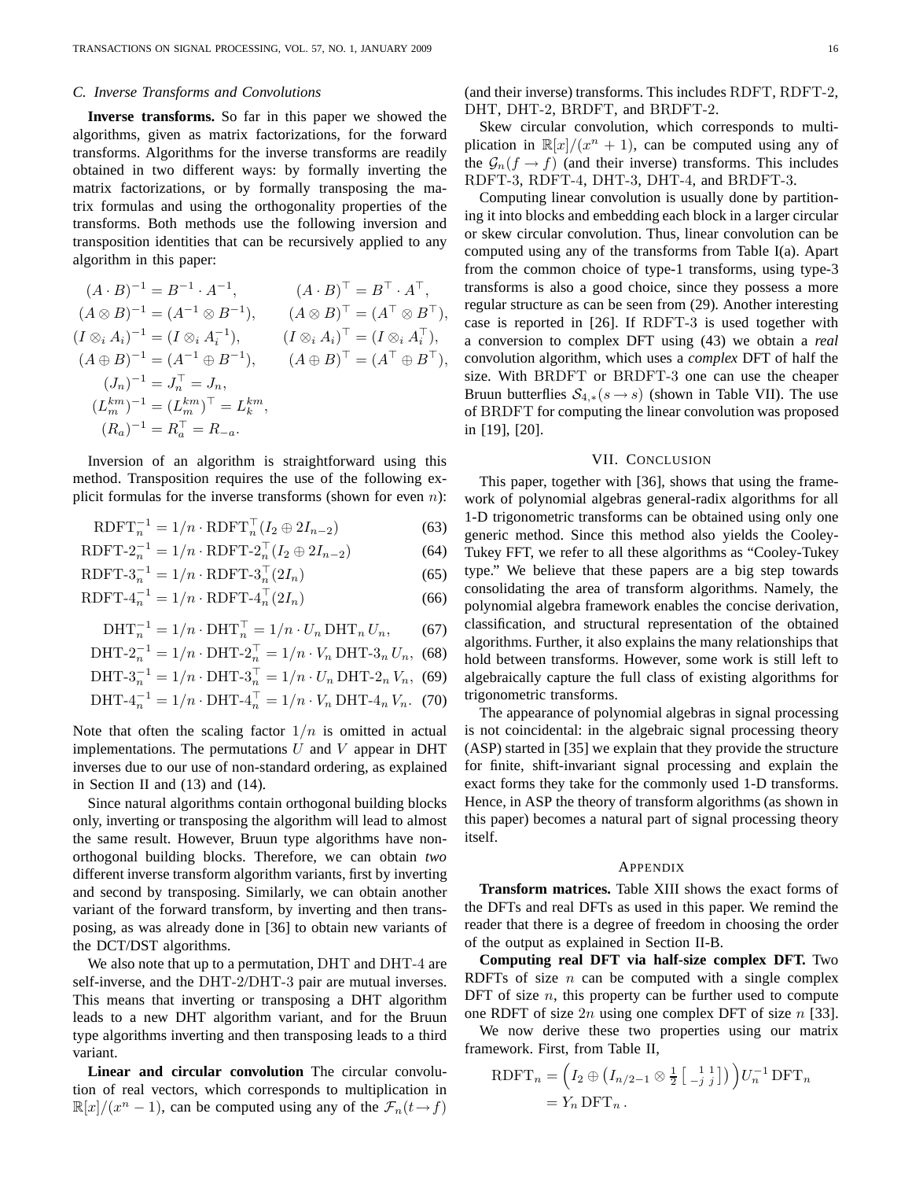### C. Inverse Transforms and Convolutions

**Inverse transforms.** So far in this paper we showed the algorithms, given as matrix factorizations, for the forward transforms. Algorithms for the inverse transforms are readily obtained in two different ways: by formally inverting the matrix factorizations, or by formally transposing the matrix formulas and using the orthogonality properties of the transforms. Both methods use the following inversion and transposition identities that can be recursively applied to any algorithm in this paper:

$$
\begin{aligned}
(A \cdot B)^{-1} &= B^{-1} \cdot A^{-1}, & (A \cdot B)^\top &= B^\top \cdot A^\top, \\
(A \otimes B)^{-1} &= (A^{-1} \otimes B^{-1}), & (A \otimes B)^\top &= (A^\top \otimes B^\top), \\
(I \otimes_i A_i)^{-1} &= (I \otimes_i A_i^{-1}), & (I \otimes_i A_i)^\top &= (I \otimes_i A_i^\top), \\
(A \oplus B)^{-1} &= (A^{-1} \oplus B^{-1}), & (A \oplus B)^\top &= (A^\top \oplus B^\top), \\
(J_n)^{-1} &= J_n^\top = J_n, & & \\
(L_m^{km})^{-1} &= (L_m^{km})^\top = L_k^{km}, & & \\
(R_a)^{-1} &= R_a^\top = R_{-a}. & &
\end{aligned}
$$

Inversion of an algorithm is straightforward using this method. Transposition requires the use of the following explicit formulas for the inverse transforms (shown for even $n$):

$$\mathrm{RDFT}_n^{-1} = 1/n \cdot \mathrm{RDFT}_n^\top (I_2 \oplus 2I_{n-2}) \tag{63}$$

$$\text{RDFT-2}_n^{-1} = 1/n \cdot \text{RDFT-2}_n^\top (I_2 \oplus 2I_{n-2}) \tag{64}$$

$$\text{RDFT-3}_n^{-1} = 1/n \cdot \text{RDFT-3}_n^\top (2I_n) \tag{65}$$

$$\text{RDFT-4}_n^{-1} = 1/n \cdot \text{RDFT-4}_n^\top (2I_n) \tag{66}$$

$$\mathrm{DHT}_n^{-1} = 1/n \cdot \mathrm{DHT}_n^\top = 1/n \cdot U_n \, \mathrm{DHT}_n \, U_n, \tag{67}$$

$$\text{DHT-2}_n^{-1} = 1/n \cdot \text{DHT-2}_n^\top = 1/n \cdot V_n \, \text{DHT-3}_n \, U_n, \tag{68}$$

$$\text{DHT-3}_n^{-1} = 1/n \cdot \text{DHT-3}_n^\top = 1/n \cdot U_n \, \text{DHT-2}_n \, V_n, \tag{69}$$

$$\text{DHT-4}_n^{-1} = 1/n \cdot \text{DHT-4}_n^\top = 1/n \cdot V_n \, \text{DHT-4}_n \, V_n. \tag{70}$$

Note that often the scaling factor $1/n$ is omitted in actual implementations. The permutations $U$ and $V$ appear in DHT inverses due to our use of non-standard ordering, as explained in Section II and (13) and (14).

Since natural algorithms contain orthogonal building blocks only, inverting or transposing the algorithm will lead to almost the same result. However, Bruun type algorithms have non-orthogonal building blocks. Therefore, we can obtain *two* different inverse transform algorithm variants, first by inverting and second by transposing. Similarly, we can obtain another variant of the forward transform, by inverting and then transposing, as was already done in [36] to obtain new variants of the DCT/DST algorithms.

We also note that up to a permutation, DHT and DHT-4 are self-inverse, and the DHT-2/DHT-3 pair are mutual inverses. This means that inverting or transposing a DHT algorithm leads to a new DHT algorithm variant, and for the Bruun type algorithms inverting and then transposing leads to a third variant.

**Linear and circular convolution** The circular convolution of real vectors, which corresponds to multiplication in $\mathbb{R}[x]/(x^n - 1)$, can be computed using any of the $\mathcal{F}_n(t \to f)$ (and their inverse) transforms. This includes RDFT, RDFT-2, DHT, DHT-2, BRDFT, and BRDFT-2.

Skew circular convolution, which corresponds to multiplication in $\mathbb{R}[x]/(x^n + 1)$, can be computed using any of the $\mathcal{G}_n(f \to f)$ (and their inverse) transforms. This includes RDFT-3, RDFT-4, DHT-3, DHT-4, and BRDFT-3.

Computing linear convolution is usually done by partitioning it into blocks and embedding each block in a larger circular or skew circular convolution. Thus, linear convolution can be computed using any of the transforms from Table I(a). Apart from the common choice of type-1 transforms, using type-3 transforms is also a good choice, since they possess a more regular structure as can be seen from (29). Another interesting case is reported in [26]. If RDFT-3 is used together with a conversion to complex DFT using (43) we obtain a *real* convolution algorithm, which uses a *complex* DFT of half the size. With BRDFT or BRDFT-3 one can use the cheaper Bruun butterflies $\mathcal{S}_{4,*}(s \to s)$ (shown in Table VII). The use of BRDFT for computing the linear convolution was proposed in [19], [20].

## VII. Conclusion

This paper, together with [36], shows that using the framework of polynomial algebras general-radix algorithms for all 1-D trigonometric transforms can be obtained using only one generic method. Since this method also yields the Cooley-Tukey FFT, we refer to all these algorithms as "Cooley-Tukey type." We believe that these papers are a big step towards consolidating the area of transform algorithms. Namely, the polynomial algebra framework enables the concise derivation, classification, and structural representation of the obtained algorithms. Further, it also explains the many relationships that hold between transforms. However, some work is still left to algebraically capture the full class of existing algorithms for trigonometric transforms.

The appearance of polynomial algebras in signal processing is not coincidental: in the algebraic signal processing theory (ASP) started in [35] we explain that they provide the structure for finite, shift-invariant signal processing and explain the exact forms they take for the commonly used 1-D transforms. Hence, in ASP the theory of transform algorithms (as shown in this paper) becomes a natural part of signal processing theory itself.

## Appendix

**Transform matrices.** Table XIII shows the exact forms of the DFTs and real DFTs as used in this paper. We remind the reader that there is a degree of freedom in choosing the order of the output as explained in Section II-B.

**Computing real DFT via half-size complex DFT.** Two RDFTs of size $n$ can be computed with a single complex DFT of size $n$, this property can be further used to compute one RDFT of size $2n$ using one complex DFT of size $n$ [33].

We now derive these two properties using our matrix framework. First, from Table II,

$$
\begin{aligned}
\mathrm{RDFT}_n &= \left( I_2 \oplus \left( I_{n/2-1} \otimes \tfrac{1}{2} \left[ \begin{smallmatrix} 1 & 1 \\ -j & j \end{smallmatrix} \right] \right) \right) U_n^{-1} \, \mathrm{DFT}_n \\
&= Y_n \, \mathrm{DFT}_n \, .
\end{aligned}
$$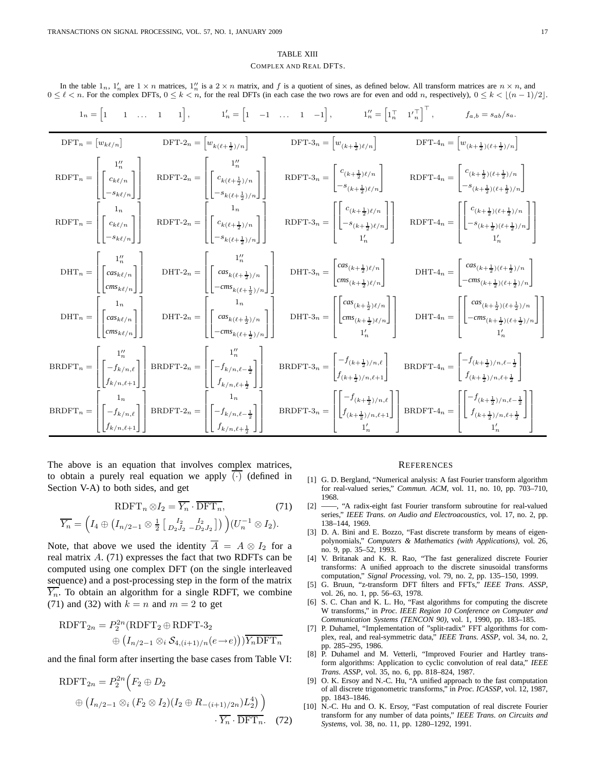TABLE XIII

COMPLEX AND REAL DFTS.

In the table $1_n$, $1'_n$ are $1 \times n$ matrices, $1''_n$ is a $2 \times n$ matrix, and $f$ is a quotient of sines, as defined below. All transform matrices are $n \times n$, and $0 \leq \ell < n$. For the complex DFTs, $0 \leq k < n$, for the real DFTs (in each case the two rows are for even and odd $n$, respectively), $0 \leq k < \lfloor (n-1)/2 \rfloor$.

$$1_n = \begin{bmatrix} 1 & 1 & \dots & 1 & 1 \end{bmatrix}, \qquad 1'_n = \begin{bmatrix} 1 & -1 & \dots & 1 & -1 \end{bmatrix}, \qquad 1''_n = \begin{bmatrix} 1_n^\top & {1'}_n^\top \end{bmatrix}^\top, \qquad f_{a,b} = s_{ab}/s_a.$$

$$\mathrm{DFT}_n = \begin{bmatrix} w_{k\ell/n} \end{bmatrix} \qquad \mathrm{DFT}\text{-}2_n = \begin{bmatrix} w_{k(\ell+\frac{1}{2})/n} \end{bmatrix} \qquad \mathrm{DFT}\text{-}3_n = \begin{bmatrix} w_{(k+\frac{1}{2})\ell/n} \end{bmatrix} \qquad \mathrm{DFT}\text{-}4_n = \begin{bmatrix} w_{(k+\frac{1}{2})(\ell+\frac{1}{2})/n} \end{bmatrix}$$

$$\mathrm{RDFT}_n = \begin{bmatrix} 1''_n \\ \begin{bmatrix} c_{k\ell/n} \\ -s_{k\ell/n} \end{bmatrix} \end{bmatrix} \quad \mathrm{RDFT}\text{-}2_n = \begin{bmatrix} 1''_n \\ \begin{bmatrix} c_{k(\ell+\frac{1}{2})/n} \\ -s_{k(\ell+\frac{1}{2})/n} \end{bmatrix} \end{bmatrix} \quad \mathrm{RDFT}\text{-}3_n = \begin{bmatrix} c_{(k+\frac{1}{2})\ell/n} \\ -s_{(k+\frac{1}{2})\ell/n} \end{bmatrix} \quad \mathrm{RDFT}\text{-}4_n = \begin{bmatrix} c_{(k+\frac{1}{2})(\ell+\frac{1}{2})/n} \\ -s_{(k+\frac{1}{2})(\ell+\frac{1}{2})/n} \end{bmatrix}$$

$$\mathrm{RDFT}_n = \begin{bmatrix} 1_n \\ \begin{bmatrix} c_{k\ell/n} \\ -s_{k\ell/n} \end{bmatrix} \end{bmatrix} \quad \mathrm{RDFT}\text{-}2_n = \begin{bmatrix} 1_n \\ \begin{bmatrix} c_{k(\ell+\frac{1}{2})/n} \\ -s_{k(\ell+\frac{1}{2})/n} \end{bmatrix} \end{bmatrix} \quad \mathrm{RDFT}\text{-}3_n = \begin{bmatrix} \begin{bmatrix} c_{(k+\frac{1}{2})\ell/n} \\ -s_{(k+\frac{1}{2})\ell/n} \end{bmatrix} \\ 1'_n \end{bmatrix} \quad \mathrm{RDFT}\text{-}4_n = \begin{bmatrix} \begin{bmatrix} c_{(k+\frac{1}{2})(\ell+\frac{1}{2})/n} \\ -s_{(k+\frac{1}{2})(\ell+\frac{1}{2})/n} \end{bmatrix} \\ 1'_n \end{bmatrix}$$

$$\mathrm{DHT}_n = \begin{bmatrix} 1''_n \\ \begin{bmatrix} cas_{k\ell/n} \\ cms_{k\ell/n} \end{bmatrix} \end{bmatrix} \quad \mathrm{DHT}\text{-}2_n = \begin{bmatrix} 1''_n \\ \begin{bmatrix} cas_{k(\ell+\frac{1}{2})/n} \\ -cms_{k(\ell+\frac{1}{2})/n} \end{bmatrix} \end{bmatrix} \quad \mathrm{DHT}\text{-}3_n = \begin{bmatrix} cas_{(k+\frac{1}{2})\ell/n} \\ cms_{(k+\frac{1}{2})\ell/n} \end{bmatrix} \quad \mathrm{DHT}\text{-}4_n = \begin{bmatrix} cas_{(k+\frac{1}{2})(\ell+\frac{1}{2})/n} \\ -cms_{(k+\frac{1}{2})(\ell+\frac{1}{2})/n} \end{bmatrix}$$

$$\mathrm{DHT}_n = \begin{bmatrix} 1_n \\ \begin{bmatrix} cas_{k\ell/n} \\ cms_{k\ell/n} \end{bmatrix} \end{bmatrix} \quad \mathrm{DHT}\text{-}2_n = \begin{bmatrix} 1_n \\ \begin{bmatrix} cas_{k(\ell+\frac{1}{2})/n} \\ -cms_{k(\ell+\frac{1}{2})/n} \end{bmatrix} \end{bmatrix} \quad \mathrm{DHT}\text{-}3_n = \begin{bmatrix} \begin{bmatrix} cas_{(k+\frac{1}{2})\ell/n} \\ cms_{(k+\frac{1}{2})\ell/n} \end{bmatrix} \\ 1'_n \end{bmatrix} \quad \mathrm{DHT}\text{-}4_n = \begin{bmatrix} \begin{bmatrix} cas_{(k+\frac{1}{2})(\ell+\frac{1}{2})/n} \\ -cms_{(k+\frac{1}{2})(\ell+\frac{1}{2})/n} \end{bmatrix} \\ 1'_n \end{bmatrix}$$

$$\mathrm{BRDFT}_n = \begin{bmatrix} 1''_n \\ \begin{bmatrix} -f_{k/n,\ell} \\ f_{k/n,\ell+1} \end{bmatrix} \end{bmatrix} \quad \mathrm{BRDFT}\text{-}2_n = \begin{bmatrix} 1''_n \\ \begin{bmatrix} -f_{k/n,\ell-\frac{1}{2}} \\ f_{k/n,\ell+\frac{1}{2}} \end{bmatrix} \end{bmatrix} \quad \mathrm{BRDFT}\text{-}3_n = \begin{bmatrix} -f_{(k+\frac{1}{2})/n,\ell} \\ f_{(k+\frac{1}{2})/n,\ell+1} \end{bmatrix} \quad \mathrm{BRDFT}\text{-}4_n = \begin{bmatrix} -f_{(k+\frac{1}{2})/n,\ell-\frac{1}{2}} \\ f_{(k+\frac{1}{2})/n,\ell+\frac{1}{2}} \end{bmatrix}$$

$$\mathrm{BRDFT}_n = \begin{bmatrix} 1_n \\ \begin{bmatrix} -f_{k/n,\ell} \\ f_{k/n,\ell+1} \end{bmatrix} \end{bmatrix} \quad \mathrm{BRDFT}\text{-}2_n = \begin{bmatrix} 1_n \\ \begin{bmatrix} -f_{k/n,\ell-\frac{1}{2}} \\ f_{k/n,\ell+\frac{1}{2}} \end{bmatrix} \end{bmatrix} \quad \mathrm{BRDFT}\text{-}3_n = \begin{bmatrix} \begin{bmatrix} -f_{(k+\frac{1}{2})/n,\ell} \\ f_{(k+\frac{1}{2})/n,\ell+1} \end{bmatrix} \\ 1'_n \end{bmatrix} \quad \mathrm{BRDFT}\text{-}4_n = \begin{bmatrix} \begin{bmatrix} -f_{(k+\frac{1}{2})/n,\ell-\frac{1}{2}} \\ f_{(k+\frac{1}{2})/n,\ell+\frac{1}{2}} \end{bmatrix} \\ 1'_n \end{bmatrix}$$

The above is an equation that involves complex matrices, to obtain a purely real equation we apply $\overline{(\cdot)}$ (defined in Section V-A) to both sides, and get

$$\mathrm{RDFT}_n \otimes I_2 = \overline{Y_n} \cdot \overline{\mathrm{DFT}_n}, \qquad (71)$$

$$\overline{Y_n} = \Big( I_4 \oplus \big( I_{n/2-1} \otimes \tfrac{1}{2} \left[\begin{smallmatrix} I_2 & I_2 \\ D_2 J_2 & -D_2 J_2 \end{smallmatrix}\right] \big) \Big) (U_n^{-1} \otimes I_2).$$

Note, that above we used the identity $\overline{A} = A \otimes I_2$ for a real matrix $A$. (71) expresses the fact that two RDFTs can be computed using one complex DFT (on the single interleaved sequence) and a post-processing step in the form of the matrix $\overline{Y_n}$. To obtain an algorithm for a single RDFT, we combine (71) and (32) with $k = n$ and $m = 2$ to get

$$\mathrm{RDFT}_{2n} = P_2^{2n} (\mathrm{RDFT}_2 \oplus \mathrm{RDFT}\text{-}3_2 \oplus \big( I_{n/2-1} \otimes_i \mathcal{S}_{4,(i+1)/n}(e \to e) \big)) \overline{Y_n \mathrm{DFT}_n}$$

and the final form after inserting the base cases from Table VI:

$$\mathrm{RDFT}_{2n} = P_2^{2n} \Big( F_2 \oplus D_2 \oplus \big( I_{n/2-1} \otimes_i (F_2 \otimes I_2)(I_2 \oplus R_{-(i+1)/2n}) L_2^4 \big) \Big) \cdot \overline{Y_n} \cdot \overline{\mathrm{DFT}_n}. \qquad (72)$$

## REFERENCES

[1] G. D. Bergland, "Numerical analysis: A fast Fourier transform algorithm for real-valued series," *Commun. ACM*, vol. 11, no. 10, pp. 703–710, 1968.

[2] ——, "A radix-eight fast Fourier transform subroutine for real-valued series," *IEEE Trans. on Audio and Electroacoustics*, vol. 17, no. 2, pp. 138–144, 1969.

[3] D. A. Bini and E. Bozzo, "Fast discrete transform by means of eigenpolynomials," *Computers & Mathematics (with Applications)*, vol. 26, no. 9, pp. 35–52, 1993.

[4] V. Britanak and K. R. Rao, "The fast generalized discrete Fourier transforms: A unified approach to the discrete sinusoidal transforms computation," *Signal Processing*, vol. 79, no. 2, pp. 135–150, 1999.

[5] G. Bruun, "z-transform DFT filters and FFTs," *IEEE Trans. ASSP*, vol. 26, no. 1, pp. 56–63, 1978.

[6] S. C. Chan and K. L. Ho, "Fast algorithms for computing the discrete W transforms," in *Proc. IEEE Region 10 Conference on Computer and Communication Systems (TENCON 90)*, vol. 1, 1990, pp. 183–185.

[7] P. Duhamel, "Implementation of "split-radix" FFT algorithms for complex, real, and real-symmetric data," *IEEE Trans. ASSP*, vol. 34, no. 2, pp. 285–295, 1986.

[8] P. Duhamel and M. Vetterli, "Improved Fourier and Hartley transform algorithms: Application to cyclic convolution of real data," *IEEE Trans. ASSP*, vol. 35, no. 6, pp. 818–824, 1987.

[9] O. K. Ersoy and N.-C. Hu, "A unified approach to the fast computation of all discrete trigonometric transforms," in *Proc. ICASSP*, vol. 12, 1987, pp. 1843–1846.

[10] N.-C. Hu and O. K. Ersoy, "Fast computation of real discrete Fourier transform for any number of data points," *IEEE Trans. on Circuits and Systems*, vol. 38, no. 11, pp. 1280–1292, 1991.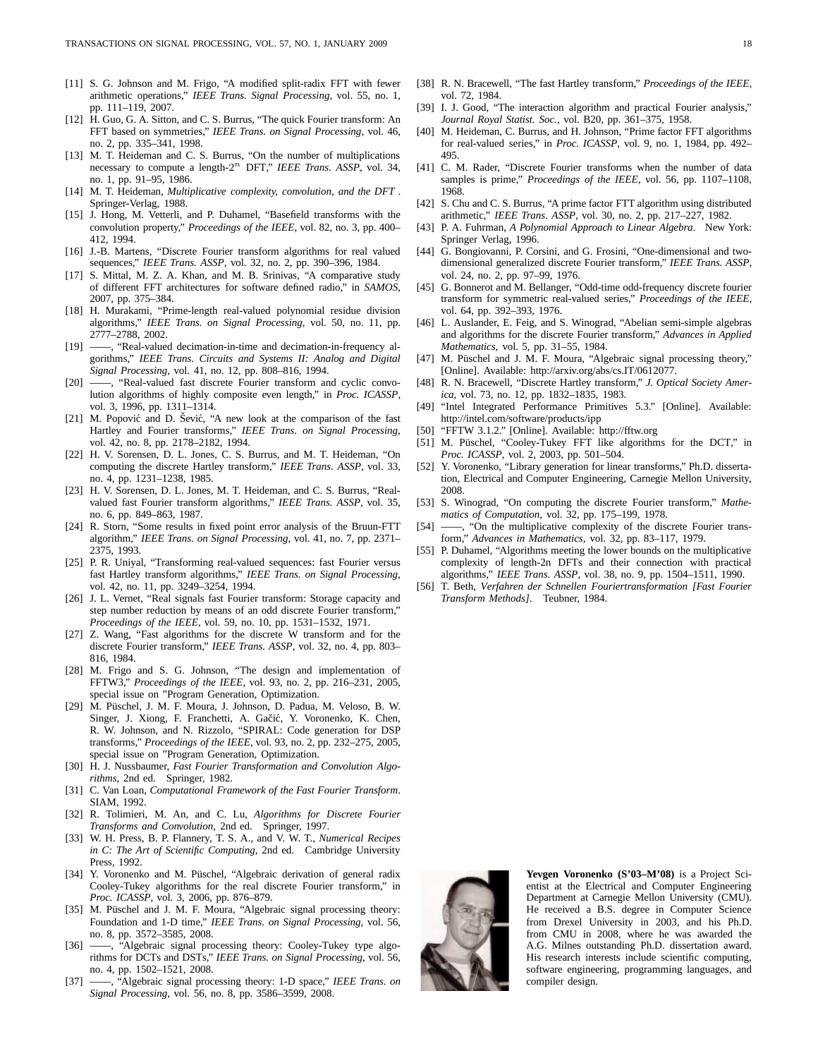[11] S. G. Johnson and M. Frigo, "A modified split-radix FFT with fewer arithmetic operations," *IEEE Trans. Signal Processing*, vol. 55, no. 1, pp. 111–119, 2007.

[12] H. Guo, G. A. Sitton, and C. S. Burrus, "The quick Fourier transform: An FFT based on symmetries," *IEEE Trans. on Signal Processing*, vol. 46, no. 2, pp. 335–341, 1998.

[13] M. T. Heideman and C. S. Burrus, "On the number of multiplications necessary to compute a length-$2^n$ DFT," *IEEE Trans. ASSP*, vol. 34, no. 1, pp. 91–95, 1986.

[14] M. T. Heideman, *Multiplicative complexity, convolution, and the DFT* . Springer-Verlag, 1988.

[15] J. Hong, M. Vetterli, and P. Duhamel, "Basefield transforms with the convolution property," *Proceedings of the IEEE*, vol. 82, no. 3, pp. 400–412, 1994.

[16] J.-B. Martens, "Discrete Fourier transform algorithms for real valued sequences," *IEEE Trans. ASSP*, vol. 32, no. 2, pp. 390–396, 1984.

[17] S. Mittal, M. Z. A. Khan, and M. B. Srinivas, "A comparative study of different FFT architectures for software defined radio," in *SAMOS*, 2007, pp. 375–384.

[18] H. Murakami, "Prime-length real-valued polynomial residue division algorithms," *IEEE Trans. on Signal Processing*, vol. 50, no. 11, pp. 2777–2788, 2002.

[19] ——, "Real-valued decimation-in-time and decimation-in-frequency algorithms," *IEEE Trans. Circuits and Systems II: Analog and Digital Signal Processing*, vol. 41, no. 12, pp. 808–816, 1994.

[20] ——, "Real-valued fast discrete Fourier transform and cyclic convolution algorithms of highly composite even length," in *Proc. ICASSP*, vol. 3, 1996, pp. 1311–1314.

[21] M. Popović and D. Šević, "A new look at the comparison of the fast Hartley and Fourier transforms," *IEEE Trans. on Signal Processing*, vol. 42, no. 8, pp. 2178–2182, 1994.

[22] H. V. Sorensen, D. L. Jones, C. S. Burrus, and M. T. Heideman, "On computing the discrete Hartley transform," *IEEE Trans. ASSP*, vol. 33, no. 4, pp. 1231–1238, 1985.

[23] H. V. Sorensen, D. L. Jones, M. T. Heideman, and C. S. Burrus, "Real-valued fast Fourier transform algorithms," *IEEE Trans. ASSP*, vol. 35, no. 6, pp. 849–863, 1987.

[24] R. Storn, "Some results in fixed point error analysis of the Bruun-FTT algorithm," *IEEE Trans. on Signal Processing*, vol. 41, no. 7, pp. 2371–2375, 1993.

[25] P. R. Uniyal, "Transforming real-valued sequences: fast Fourier versus fast Hartley transform algorithms," *IEEE Trans. on Signal Processing*, vol. 42, no. 11, pp. 3249–3254, 1994.

[26] J. L. Vernet, "Real signals fast Fourier transform: Storage capacity and step number reduction by means of an odd discrete Fourier transform," *Proceedings of the IEEE*, vol. 59, no. 10, pp. 1531–1532, 1971.

[27] Z. Wang, "Fast algorithms for the discrete W transform and for the discrete Fourier transform," *IEEE Trans. ASSP*, vol. 32, no. 4, pp. 803–816, 1984.

[28] M. Frigo and S. G. Johnson, "The design and implementation of FFTW3," *Proceedings of the IEEE*, vol. 93, no. 2, pp. 216–231, 2005, special issue on "Program Generation, Optimization.

[29] M. Püschel, J. M. F. Moura, J. Johnson, D. Padua, M. Veloso, B. W. Singer, J. Xiong, F. Franchetti, A. Gačić, Y. Voronenko, K. Chen, R. W. Johnson, and N. Rizzolo, "SPIRAL: Code generation for DSP transforms," *Proceedings of the IEEE*, vol. 93, no. 2, pp. 232–275, 2005, special issue on "Program Generation, Optimization.

[30] H. J. Nussbaumer, *Fast Fourier Transformation and Convolution Algorithms*, 2nd ed. Springer, 1982.

[31] C. Van Loan, *Computational Framework of the Fast Fourier Transform*. SIAM, 1992.

[32] R. Tolimieri, M. An, and C. Lu, *Algorithms for Discrete Fourier Transforms and Convolution*, 2nd ed. Springer, 1997.

[33] W. H. Press, B. P. Flannery, T. S. A., and V. W. T., *Numerical Recipes in C: The Art of Scientific Computing*, 2nd ed. Cambridge University Press, 1992.

[34] Y. Voronenko and M. Püschel, "Algebraic derivation of general radix Cooley-Tukey algorithms for the real discrete Fourier transform," in *Proc. ICASSP*, vol. 3, 2006, pp. 876–879.

[35] M. Püschel and J. M. F. Moura, "Algebraic signal processing theory: Foundation and 1-D time," *IEEE Trans. on Signal Processing*, vol. 56, no. 8, pp. 3572–3585, 2008.

[36] ——, "Algebraic signal processing theory: Cooley-Tukey type algorithms for DCTs and DSTs," *IEEE Trans. on Signal Processing*, vol. 56, no. 4, pp. 1502–1521, 2008.

[37] ——, "Algebraic signal processing theory: 1-D space," *IEEE Trans. on Signal Processing*, vol. 56, no. 8, pp. 3586–3599, 2008.

[38] R. N. Bracewell, "The fast Hartley transform," *Proceedings of the IEEE*, vol. 72, 1984.

[39] I. J. Good, "The interaction algorithm and practical Fourier analysis," *Journal Royal Statist. Soc.*, vol. B20, pp. 361–375, 1958.

[40] M. Heideman, C. Burrus, and H. Johnson, "Prime factor FFT algorithms for real-valued series," in *Proc. ICASSP*, vol. 9, no. 1, 1984, pp. 492–495.

[41] C. M. Rader, "Discrete Fourier transforms when the number of data samples is prime," *Proceedings of the IEEE*, vol. 56, pp. 1107–1108, 1968.

[42] S. Chu and C. S. Burrus, "A prime factor FTT algorithm using distributed arithmetic," *IEEE Trans. ASSP*, vol. 30, no. 2, pp. 217–227, 1982.

[43] P. A. Fuhrman, *A Polynomial Approach to Linear Algebra*. New York: Springer Verlag, 1996.

[44] G. Bongiovanni, P. Corsini, and G. Frosini, "One-dimensional and two-dimensional generalized discrete Fourier transform," *IEEE Trans. ASSP*, vol. 24, no. 2, pp. 97–99, 1976.

[45] G. Bonnerot and M. Bellanger, "Odd-time odd-frequency discrete fourier transform for symmetric real-valued series," *Proceedings of the IEEE*, vol. 64, pp. 392–393, 1976.

[46] L. Auslander, E. Feig, and S. Winograd, "Abelian semi-simple algebras and algorithms for the discrete Fourier transform," *Advances in Applied Mathematics*, vol. 5, pp. 31–55, 1984.

[47] M. Püschel and J. M. F. Moura, "Algebraic signal processing theory," [Online]. Available: http://arxiv.org/abs/cs.IT/0612077.

[48] R. N. Bracewell, "Discrete Hartley transform," *J. Optical Society America*, vol. 73, no. 12, pp. 1832–1835, 1983.

[49] "Intel Integrated Performance Primitives 5.3." [Online]. Available: http://intel.com/software/products/ipp

[50] "FFTW 3.1.2." [Online]. Available: http://fftw.org

[51] M. Püschel, "Cooley-Tukey FFT like algorithms for the DCT," in *Proc. ICASSP*, vol. 2, 2003, pp. 501–504.

[52] Y. Voronenko, "Library generation for linear transforms," Ph.D. dissertation, Electrical and Computer Engineering, Carnegie Mellon University, 2008.

[53] S. Winograd, "On computing the discrete Fourier transform," *Mathematics of Computation*, vol. 32, pp. 175–199, 1978.

[54] ——, "On the multiplicative complexity of the discrete Fourier transform," *Advances in Mathematics*, vol. 32, pp. 83–117, 1979.

[55] P. Duhamel, "Algorithms meeting the lower bounds on the multiplicative complexity of length-2n DFTs and their connection with practical algorithms," *IEEE Trans. ASSP*, vol. 38, no. 9, pp. 1504–1511, 1990.

[56] T. Beth, *Verfahren der Schnellen Fouriertransformation [Fast Fourier Transform Methods]*. Teubner, 1984.

**Yevgen Voronenko (S'03–M'08)** is a Project Scientist at the Electrical and Computer Engineering Department at Carnegie Mellon University (CMU). He received a B.S. degree in Computer Science from Drexel University in 2003, and his Ph.D. from CMU in 2008, where he was awarded the A.G. Milnes outstanding Ph.D. dissertation award. His research interests include scientific computing, software engineering, programming languages, and compiler design.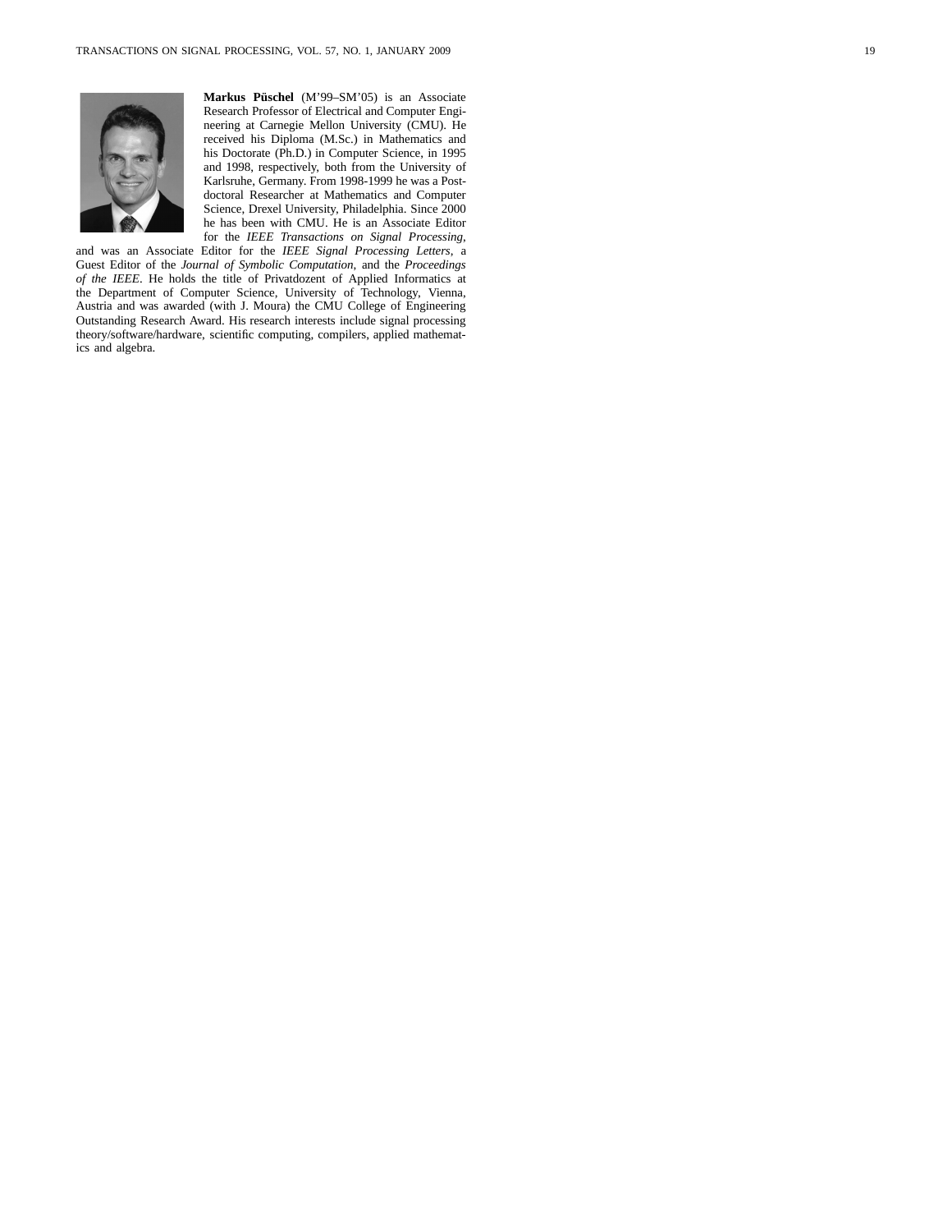**Markus Püschel** (M'99–SM'05) is an Associate Research Professor of Electrical and Computer Engineering at Carnegie Mellon University (CMU). He received his Diploma (M.Sc.) in Mathematics and his Doctorate (Ph.D.) in Computer Science, in 1995 and 1998, respectively, both from the University of Karlsruhe, Germany. From 1998-1999 he was a Postdoctoral Researcher at Mathematics and Computer Science, Drexel University, Philadelphia. Since 2000 he has been with CMU. He is an Associate Editor for the *IEEE Transactions on Signal Processing*, and was an Associate Editor for the *IEEE Signal Processing Letters*, a Guest Editor of the *Journal of Symbolic Computation*, and the *Proceedings of the IEEE*. He holds the title of Privatdozent of Applied Informatics at the Department of Computer Science, University of Technology, Vienna, Austria and was awarded (with J. Moura) the CMU College of Engineering Outstanding Research Award. His research interests include signal processing theory/software/hardware, scientific computing, compilers, applied mathematics and algebra.